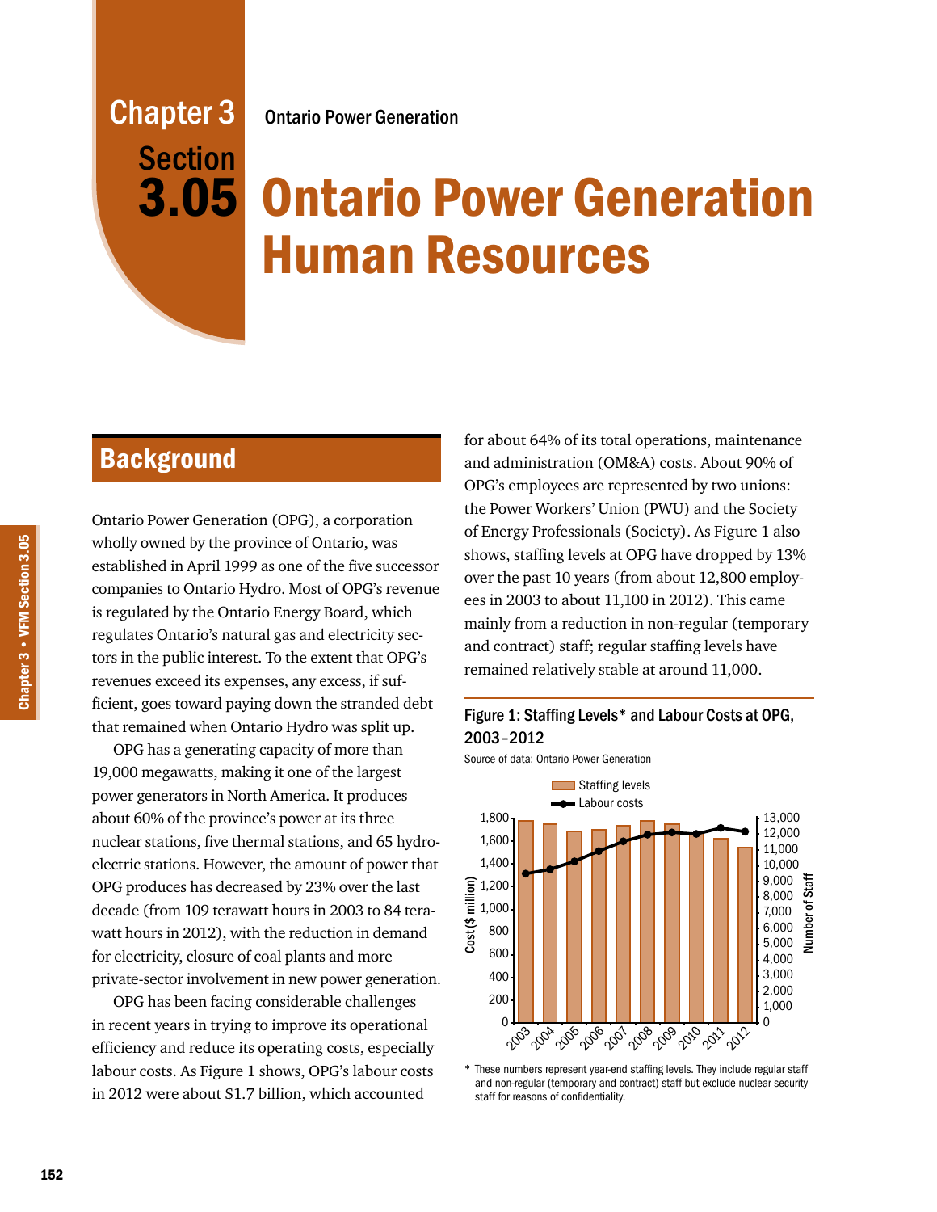Chapter 3 Ontario Power Generation

Section 3.05

# Ontario Power Generation Human Resources

## Background

Ontario Power Generation (OPG), a corporation wholly owned by the province of Ontario, was established in April 1999 as one of the five successor companies to Ontario Hydro. Most of OPG's revenue is regulated by the Ontario Energy Board, which regulates Ontario's natural gas and electricity sectors in the public interest. To the extent that OPG's revenues exceed its expenses, any excess, if sufficient, goes toward paying down the stranded debt that remained when Ontario Hydro was split up.

OPG has a generating capacity of more than 19,000 megawatts, making it one of the largest power generators in North America. It produces about 60% of the province's power at its three nuclear stations, five thermal stations, and 65 hydroelectric stations. However, the amount of power that OPG produces has decreased by 23% over the last decade (from 109 terawatt hours in 2003 to 84 terawatt hours in 2012), with the reduction in demand for electricity, closure of coal plants and more private-sector involvement in new power generation.

OPG has been facing considerable challenges in recent years in trying to improve its operational efficiency and reduce its operating costs, especially labour costs. As Figure 1 shows, OPG's labour costs in 2012 were about $1.7 billion, which accounted for about 64% of its total operations, maintenance and administration (OM&A) costs. About 90% of OPG's employees are represented by two unions: the Power Workers' Union (PWU) and the Society of Energy Professionals (Society). As Figure 1 also shows, staffing levels at OPG have dropped by 13% over the past 10 years (from about 12,800 employees in 2003 to about 11,100 in 2012). This came mainly from a reduction in non-regular (temporary and contract) staff; regular staffing levels have remained relatively stable at around 11,000.

**Figure 1: Staffing Levels* and Labour Costs at OPG, 2003–2012**

Source of data: Ontario Power Generation

\* These numbers represent year-end staffing levels. They include regular staff and non-regular (temporary and contract) staff but exclude nuclear security staff for reasons of confidentiality.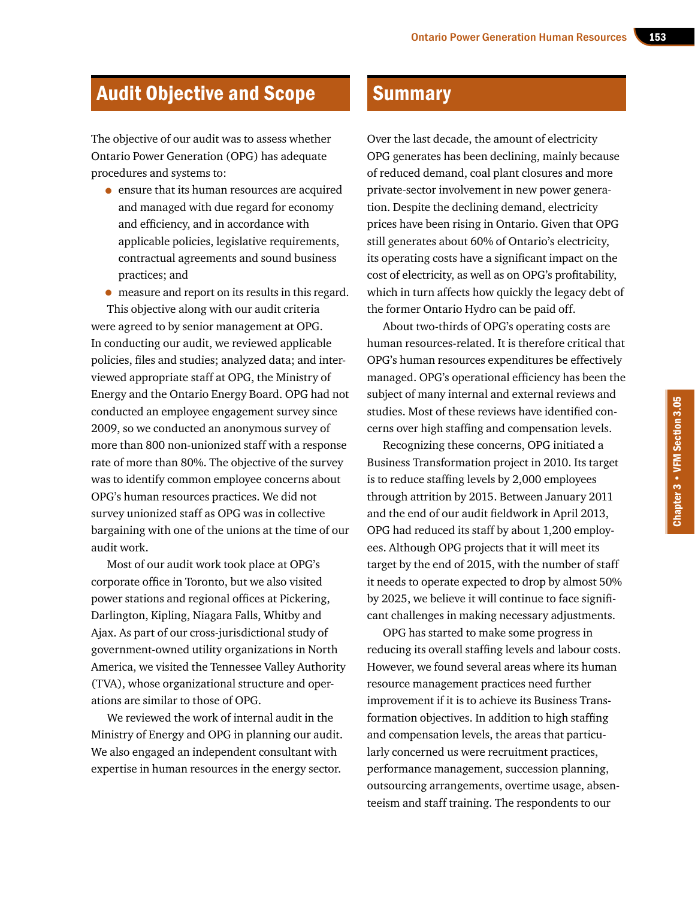## Audit Objective and Scope

The objective of our audit was to assess whether Ontario Power Generation (OPG) has adequate procedures and systems to:

- ensure that its human resources are acquired and managed with due regard for economy and efficiency, and in accordance with applicable policies, legislative requirements, contractual agreements and sound business practices; and
- measure and report on its results in this regard.

This objective along with our audit criteria were agreed to by senior management at OPG. In conducting our audit, we reviewed applicable policies, files and studies; analyzed data; and interviewed appropriate staff at OPG, the Ministry of Energy and the Ontario Energy Board. OPG had not conducted an employee engagement survey since 2009, so we conducted an anonymous survey of more than 800 non-unionized staff with a response rate of more than 80%. The objective of the survey was to identify common employee concerns about OPG's human resources practices. We did not survey unionized staff as OPG was in collective bargaining with one of the unions at the time of our audit work.

Most of our audit work took place at OPG's corporate office in Toronto, but we also visited power stations and regional offices at Pickering, Darlington, Kipling, Niagara Falls, Whitby and Ajax. As part of our cross-jurisdictional study of government-owned utility organizations in North America, we visited the Tennessee Valley Authority (TVA), whose organizational structure and operations are similar to those of OPG.

We reviewed the work of internal audit in the Ministry of Energy and OPG in planning our audit. We also engaged an independent consultant with expertise in human resources in the energy sector.

## Summary

Over the last decade, the amount of electricity OPG generates has been declining, mainly because of reduced demand, coal plant closures and more private-sector involvement in new power generation. Despite the declining demand, electricity prices have been rising in Ontario. Given that OPG still generates about 60% of Ontario's electricity, its operating costs have a significant impact on the cost of electricity, as well as on OPG's profitability, which in turn affects how quickly the legacy debt of the former Ontario Hydro can be paid off.

About two-thirds of OPG's operating costs are human resources-related. It is therefore critical that OPG's human resources expenditures be effectively managed. OPG's operational efficiency has been the subject of many internal and external reviews and studies. Most of these reviews have identified concerns over high staffing and compensation levels.

Recognizing these concerns, OPG initiated a Business Transformation project in 2010. Its target is to reduce staffing levels by 2,000 employees through attrition by 2015. Between January 2011 and the end of our audit fieldwork in April 2013, OPG had reduced its staff by about 1,200 employees. Although OPG projects that it will meet its target by the end of 2015, with the number of staff it needs to operate expected to drop by almost 50% by 2025, we believe it will continue to face significant challenges in making necessary adjustments.

OPG has started to make some progress in reducing its overall staffing levels and labour costs. However, we found several areas where its human resource management practices need further improvement if it is to achieve its Business Transformation objectives. In addition to high staffing and compensation levels, the areas that particularly concerned us were recruitment practices, performance management, succession planning, outsourcing arrangements, overtime usage, absenteeism and staff training. The respondents to our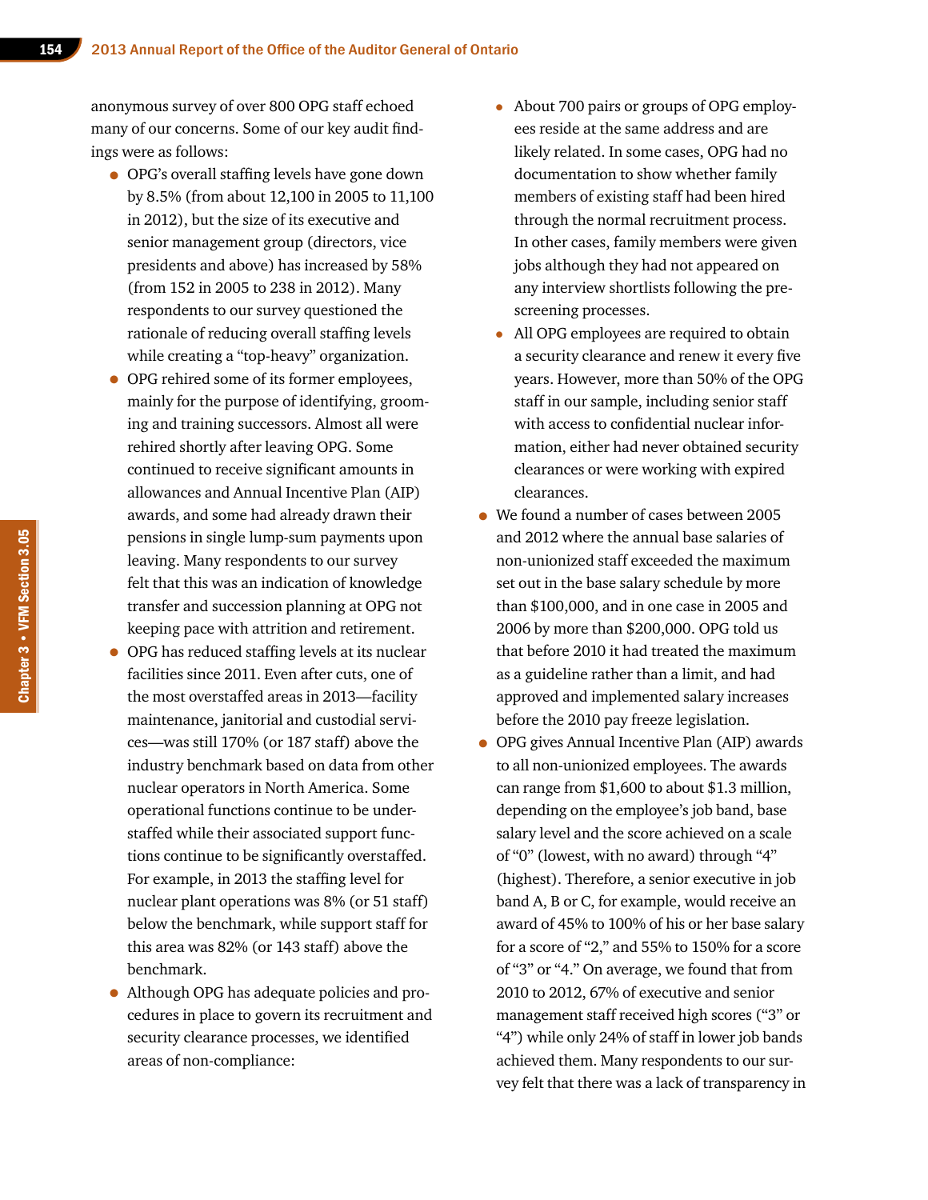anonymous survey of over 800 OPG staff echoed many of our concerns. Some of our key audit findings were as follows:

- OPG's overall staffing levels have gone down by 8.5% (from about 12,100 in 2005 to 11,100 in 2012), but the size of its executive and senior management group (directors, vice presidents and above) has increased by 58% (from 152 in 2005 to 238 in 2012). Many respondents to our survey questioned the rationale of reducing overall staffing levels while creating a "top-heavy" organization.
- OPG rehired some of its former employees, mainly for the purpose of identifying, grooming and training successors. Almost all were rehired shortly after leaving OPG. Some continued to receive significant amounts in allowances and Annual Incentive Plan (AIP) awards, and some had already drawn their pensions in single lump-sum payments upon leaving. Many respondents to our survey felt that this was an indication of knowledge transfer and succession planning at OPG not keeping pace with attrition and retirement.
- OPG has reduced staffing levels at its nuclear facilities since 2011. Even after cuts, one of the most overstaffed areas in 2013—facility maintenance, janitorial and custodial services—was still 170% (or 187 staff) above the industry benchmark based on data from other nuclear operators in North America. Some operational functions continue to be understaffed while their associated support functions continue to be significantly overstaffed. For example, in 2013 the staffing level for nuclear plant operations was 8% (or 51 staff) below the benchmark, while support staff for this area was 82% (or 143 staff) above the benchmark.
- Although OPG has adequate policies and procedures in place to govern its recruitment and security clearance processes, we identified areas of non-compliance:
  - About 700 pairs or groups of OPG employees reside at the same address and are likely related. In some cases, OPG had no documentation to show whether family members of existing staff had been hired through the normal recruitment process. In other cases, family members were given jobs although they had not appeared on any interview shortlists following the pre-screening processes.
  - All OPG employees are required to obtain a security clearance and renew it every five years. However, more than 50% of the OPG staff in our sample, including senior staff with access to confidential nuclear information, either had never obtained security clearances or were working with expired clearances.
- We found a number of cases between 2005 and 2012 where the annual base salaries of non-unionized staff exceeded the maximum set out in the base salary schedule by more than $100,000, and in one case in 2005 and 2006 by more than $200,000. OPG told us that before 2010 it had treated the maximum as a guideline rather than a limit, and had approved and implemented salary increases before the 2010 pay freeze legislation.
- OPG gives Annual Incentive Plan (AIP) awards to all non-unionized employees. The awards can range from $1,600 to about $1.3 million, depending on the employee's job band, base salary level and the score achieved on a scale of "0" (lowest, with no award) through "4" (highest). Therefore, a senior executive in job band A, B or C, for example, would receive an award of 45% to 100% of his or her base salary for a score of "2," and 55% to 150% for a score of "3" or "4." On average, we found that from 2010 to 2012, 67% of executive and senior management staff received high scores ("3" or "4") while only 24% of staff in lower job bands achieved them. Many respondents to our survey felt that there was a lack of transparency in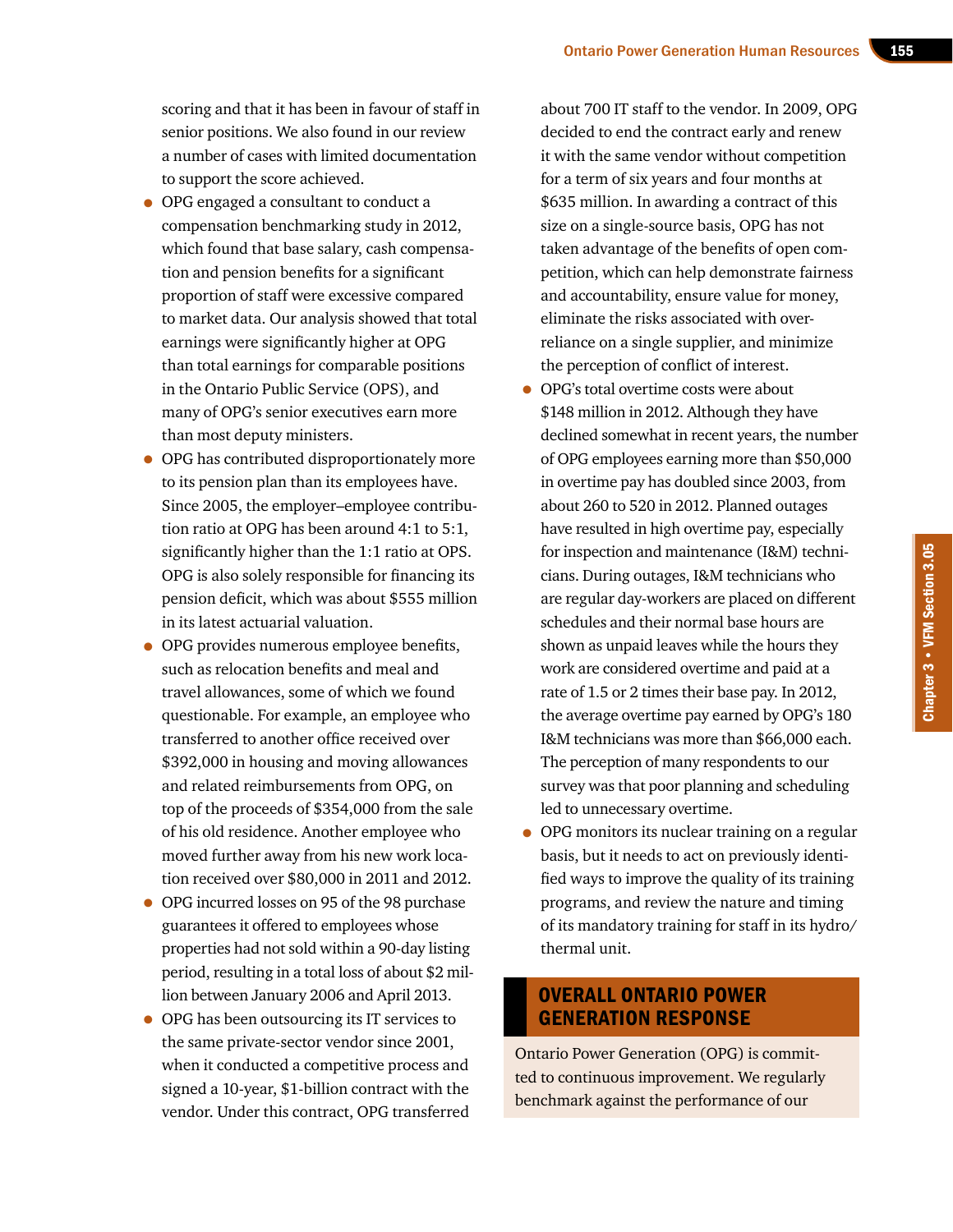scoring and that it has been in favour of staff in senior positions. We also found in our review a number of cases with limited documentation to support the score achieved.

- OPG engaged a consultant to conduct a compensation benchmarking study in 2012, which found that base salary, cash compensation and pension benefits for a significant proportion of staff were excessive compared to market data. Our analysis showed that total earnings were significantly higher at OPG than total earnings for comparable positions in the Ontario Public Service (OPS), and many of OPG's senior executives earn more than most deputy ministers.
- OPG has contributed disproportionately more to its pension plan than its employees have. Since 2005, the employer–employee contribution ratio at OPG has been around 4:1 to 5:1, significantly higher than the 1:1 ratio at OPS. OPG is also solely responsible for financing its pension deficit, which was about $555 million in its latest actuarial valuation.
- OPG provides numerous employee benefits, such as relocation benefits and meal and travel allowances, some of which we found questionable. For example, an employee who transferred to another office received over $392,000 in housing and moving allowances and related reimbursements from OPG, on top of the proceeds of $354,000 from the sale of his old residence. Another employee who moved further away from his new work location received over $80,000 in 2011 and 2012.
- OPG incurred losses on 95 of the 98 purchase guarantees it offered to employees whose properties had not sold within a 90-day listing period, resulting in a total loss of about $2 million between January 2006 and April 2013.
- OPG has been outsourcing its IT services to the same private-sector vendor since 2001, when it conducted a competitive process and signed a 10-year, $1-billion contract with the vendor. Under this contract, OPG transferred about 700 IT staff to the vendor. In 2009, OPG decided to end the contract early and renew it with the same vendor without competition for a term of six years and four months at $635 million. In awarding a contract of this size on a single-source basis, OPG has not taken advantage of the benefits of open competition, which can help demonstrate fairness and accountability, ensure value for money, eliminate the risks associated with over-reliance on a single supplier, and minimize the perception of conflict of interest.
- OPG's total overtime costs were about $148 million in 2012. Although they have declined somewhat in recent years, the number of OPG employees earning more than $50,000 in overtime pay has doubled since 2003, from about 260 to 520 in 2012. Planned outages have resulted in high overtime pay, especially for inspection and maintenance (I&M) technicians. During outages, I&M technicians who are regular day-workers are placed on different schedules and their normal base hours are shown as unpaid leaves while the hours they work are considered overtime and paid at a rate of 1.5 or 2 times their base pay. In 2012, the average overtime pay earned by OPG's 180 I&M technicians was more than $66,000 each. The perception of many respondents to our survey was that poor planning and scheduling led to unnecessary overtime.
- OPG monitors its nuclear training on a regular basis, but it needs to act on previously identified ways to improve the quality of its training programs, and review the nature and timing of its mandatory training for staff in its hydro/thermal unit.

## OVERALL ONTARIO POWER GENERATION RESPONSE

Ontario Power Generation (OPG) is committed to continuous improvement. We regularly benchmark against the performance of our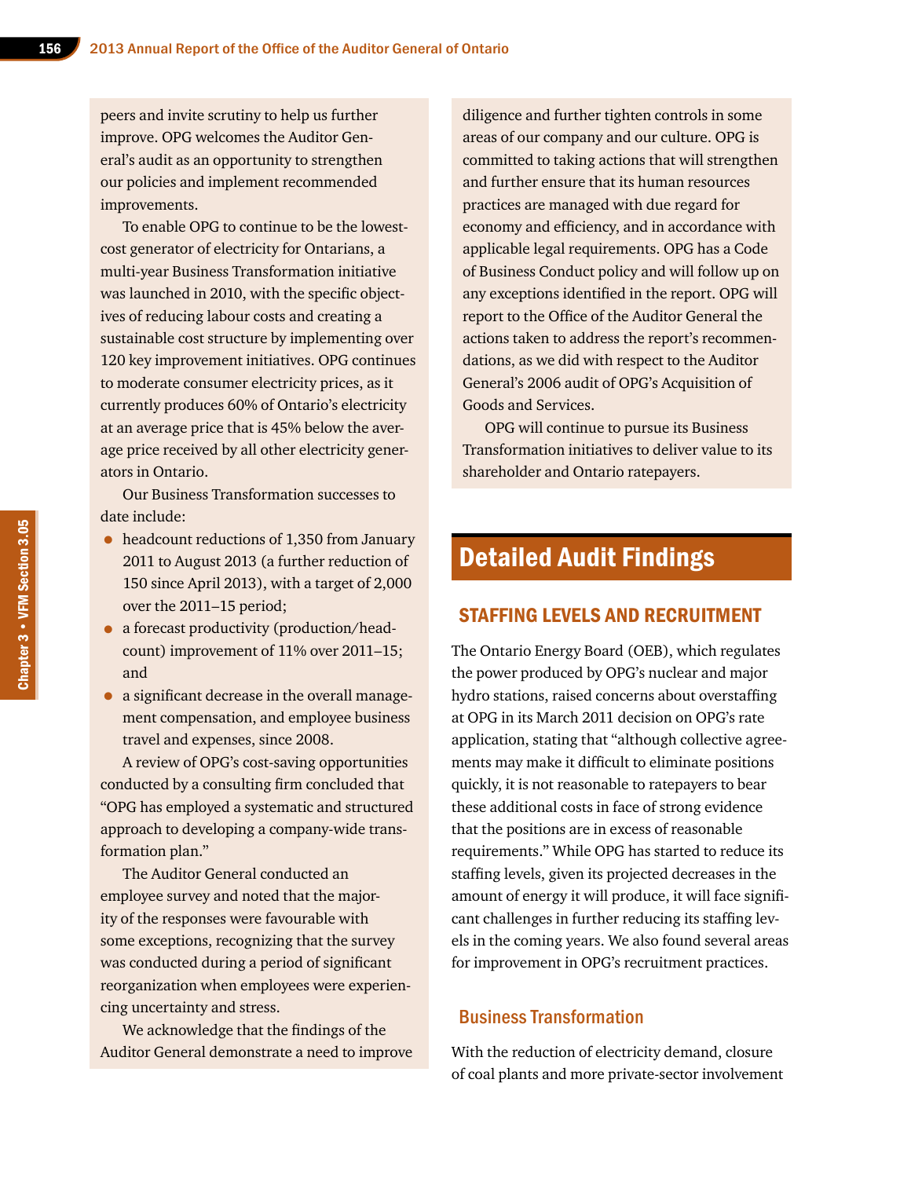peers and invite scrutiny to help us further improve. OPG welcomes the Auditor General's audit as an opportunity to strengthen our policies and implement recommended improvements.

To enable OPG to continue to be the lowest-cost generator of electricity for Ontarians, a multi-year Business Transformation initiative was launched in 2010, with the specific objectives of reducing labour costs and creating a sustainable cost structure by implementing over 120 key improvement initiatives. OPG continues to moderate consumer electricity prices, as it currently produces 60% of Ontario's electricity at an average price that is 45% below the average price received by all other electricity generators in Ontario.

Our Business Transformation successes to date include:

- headcount reductions of 1,350 from January 2011 to August 2013 (a further reduction of 150 since April 2013), with a target of 2,000 over the 2011–15 period;
- a forecast productivity (production/headcount) improvement of 11% over 2011–15; and
- a significant decrease in the overall management compensation, and employee business travel and expenses, since 2008.

A review of OPG's cost-saving opportunities conducted by a consulting firm concluded that "OPG has employed a systematic and structured approach to developing a company-wide transformation plan."

The Auditor General conducted an employee survey and noted that the majority of the responses were favourable with some exceptions, recognizing that the survey was conducted during a period of significant reorganization when employees were experiencing uncertainty and stress.

We acknowledge that the findings of the Auditor General demonstrate a need to improve diligence and further tighten controls in some areas of our company and our culture. OPG is committed to taking actions that will strengthen and further ensure that its human resources practices are managed with due regard for economy and efficiency, and in accordance with applicable legal requirements. OPG has a Code of Business Conduct policy and will follow up on any exceptions identified in the report. OPG will report to the Office of the Auditor General the actions taken to address the report's recommendations, as we did with respect to the Auditor General's 2006 audit of OPG's Acquisition of Goods and Services.

OPG will continue to pursue its Business Transformation initiatives to deliver value to its shareholder and Ontario ratepayers.

# Detailed Audit Findings

## STAFFING LEVELS AND RECRUITMENT

The Ontario Energy Board (OEB), which regulates the power produced by OPG's nuclear and major hydro stations, raised concerns about overstaffing at OPG in its March 2011 decision on OPG's rate application, stating that "although collective agreements may make it difficult to eliminate positions quickly, it is not reasonable to ratepayers to bear these additional costs in face of strong evidence that the positions are in excess of reasonable requirements." While OPG has started to reduce its staffing levels, given its projected decreases in the amount of energy it will produce, it will face significant challenges in further reducing its staffing levels in the coming years. We also found several areas for improvement in OPG's recruitment practices.

### Business Transformation

With the reduction of electricity demand, closure of coal plants and more private-sector involvement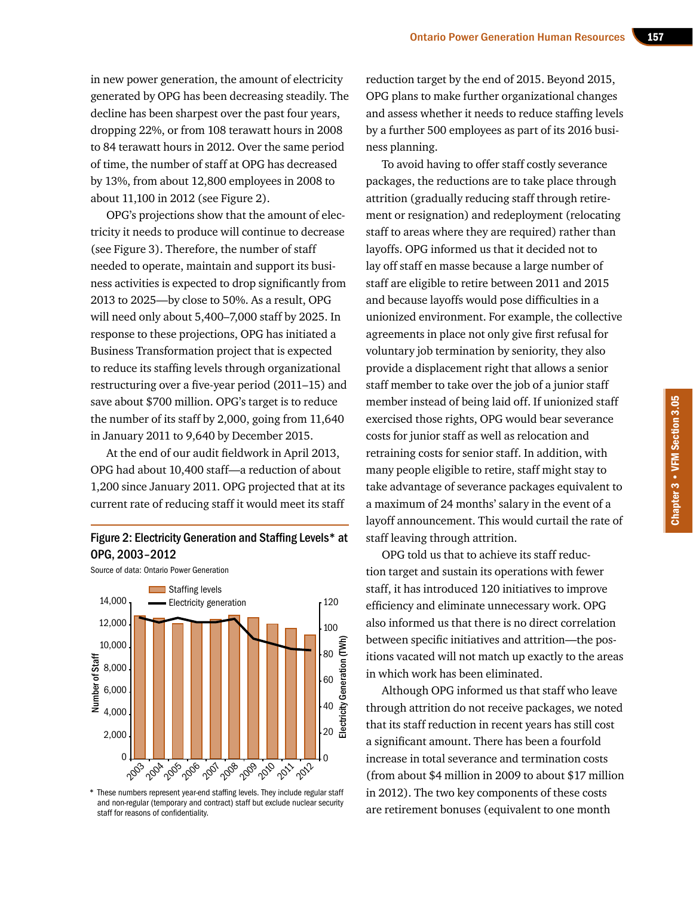in new power generation, the amount of electricity generated by OPG has been decreasing steadily. The decline has been sharpest over the past four years, dropping 22%, or from 108 terawatt hours in 2008 to 84 terawatt hours in 2012. Over the same period of time, the number of staff at OPG has decreased by 13%, from about 12,800 employees in 2008 to about 11,100 in 2012 (see Figure 2).

OPG's projections show that the amount of electricity it needs to produce will continue to decrease (see Figure 3). Therefore, the number of staff needed to operate, maintain and support its business activities is expected to drop significantly from 2013 to 2025—by close to 50%. As a result, OPG will need only about 5,400–7,000 staff by 2025. In response to these projections, OPG has initiated a Business Transformation project that is expected to reduce its staffing levels through organizational restructuring over a five-year period (2011–15) and save about $700 million. OPG's target is to reduce the number of its staff by 2,000, going from 11,640 in January 2011 to 9,640 by December 2015.

At the end of our audit fieldwork in April 2013, OPG had about 10,400 staff—a reduction of about 1,200 since January 2011. OPG projected that at its current rate of reducing staff it would meet its staff reduction target by the end of 2015. Beyond 2015, OPG plans to make further organizational changes and assess whether it needs to reduce staffing levels by a further 500 employees as part of its 2016 business planning.

**Figure 2: Electricity Generation and Staffing Levels* at OPG, 2003–2012**

Source of data: Ontario Power Generation

* These numbers represent year-end staffing levels. They include regular staff and non-regular (temporary and contract) staff but exclude nuclear security staff for reasons of confidentiality.

To avoid having to offer staff costly severance packages, the reductions are to take place through attrition (gradually reducing staff through retirement or resignation) and redeployment (relocating staff to areas where they are required) rather than layoffs. OPG informed us that it decided not to lay off staff en masse because a large number of staff are eligible to retire between 2011 and 2015 and because layoffs would pose difficulties in a unionized environment. For example, the collective agreements in place not only give first refusal for voluntary job termination by seniority, they also provide a displacement right that allows a senior staff member to take over the job of a junior staff member instead of being laid off. If unionized staff exercised those rights, OPG would bear severance costs for junior staff as well as relocation and retraining costs for senior staff. In addition, with many people eligible to retire, staff might stay to take advantage of severance packages equivalent to a maximum of 24 months' salary in the event of a layoff announcement. This would curtail the rate of staff leaving through attrition.

OPG told us that to achieve its staff reduction target and sustain its operations with fewer staff, it has introduced 120 initiatives to improve efficiency and eliminate unnecessary work. OPG also informed us that there is no direct correlation between specific initiatives and attrition—the positions vacated will not match up exactly to the areas in which work has been eliminated.

Although OPG informed us that staff who leave through attrition do not receive packages, we noted that its staff reduction in recent years has still cost a significant amount. There has been a fourfold increase in total severance and termination costs (from about $4 million in 2009 to about $17 million in 2012). The two key components of these costs are retirement bonuses (equivalent to one month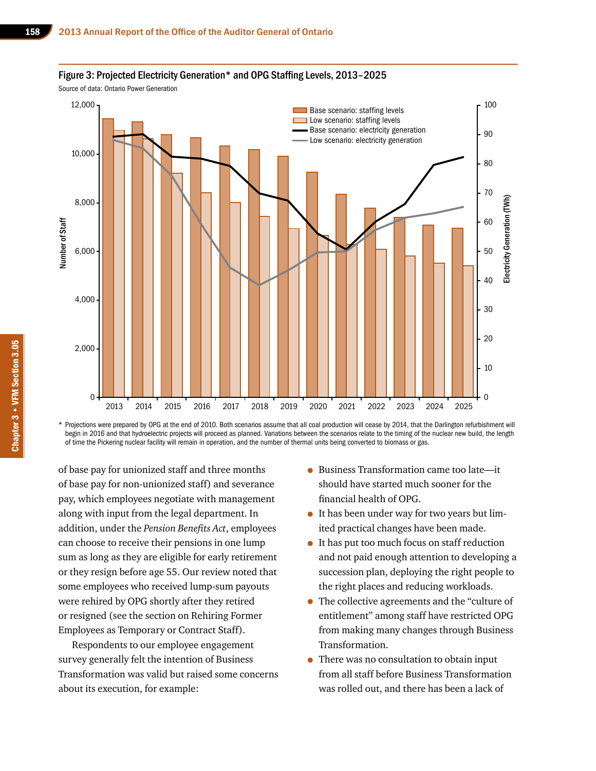**Figure 3: Projected Electricity Generation* and OPG Staffing Levels, 2013–2025**

Source of data: Ontario Power Generation

\* Projections were prepared by OPG at the end of 2010. Both scenarios assume that all coal production will cease by 2014, that the Darlington refurbishment will begin in 2016 and that hydroelectric projects will proceed as planned. Variations between the scenarios relate to the timing of the nuclear new build, the length of time the Pickering nuclear facility will remain in operation, and the number of thermal units being converted to biomass or gas.

of base pay for unionized staff and three months of base pay for non-unionized staff) and severance pay, which employees negotiate with management along with input from the legal department. In addition, under the *Pension Benefits Act*, employees can choose to receive their pensions in one lump sum as long as they are eligible for early retirement or they resign before age 55. Our review noted that some employees who received lump-sum payouts were rehired by OPG shortly after they retired or resigned (see the section on Rehiring Former Employees as Temporary or Contract Staff).

Respondents to our employee engagement survey generally felt the intention of Business Transformation was valid but raised some concerns about its execution, for example:

- Business Transformation came too late—it should have started much sooner for the financial health of OPG.
- It has been under way for two years but limited practical changes have been made.
- It has put too much focus on staff reduction and not paid enough attention to developing a succession plan, deploying the right people to the right places and reducing workloads.
- The collective agreements and the "culture of entitlement" among staff have restricted OPG from making many changes through Business Transformation.
- There was no consultation to obtain input from all staff before Business Transformation was rolled out, and there has been a lack of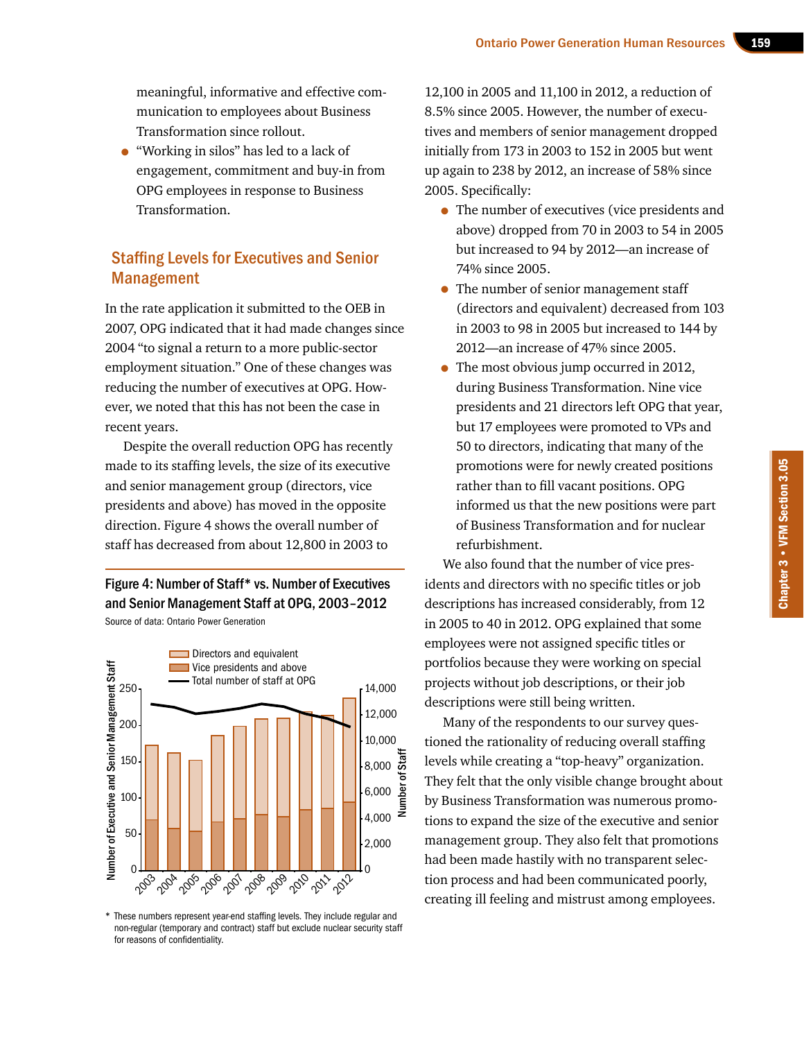meaningful, informative and effective communication to employees about Business Transformation since rollout.

- "Working in silos" has led to a lack of engagement, commitment and buy-in from OPG employees in response to Business Transformation.

## Staffing Levels for Executives and Senior Management

In the rate application it submitted to the OEB in 2007, OPG indicated that it had made changes since 2004 "to signal a return to a more public-sector employment situation." One of these changes was reducing the number of executives at OPG. However, we noted that this has not been the case in recent years.

Despite the overall reduction OPG has recently made to its staffing levels, the size of its executive and senior management group (directors, vice presidents and above) has moved in the opposite direction. Figure 4 shows the overall number of staff has decreased from about 12,800 in 2003 to 12,100 in 2005 and 11,100 in 2012, a reduction of 8.5% since 2005. However, the number of executives and members of senior management dropped initially from 173 in 2003 to 152 in 2005 but went up again to 238 by 2012, an increase of 58% since 2005. Specifically:

- The number of executives (vice presidents and above) dropped from 70 in 2003 to 54 in 2005 but increased to 94 by 2012—an increase of 74% since 2005.
- The number of senior management staff (directors and equivalent) decreased from 103 in 2003 to 98 in 2005 but increased to 144 by 2012—an increase of 47% since 2005.
- The most obvious jump occurred in 2012, during Business Transformation. Nine vice presidents and 21 directors left OPG that year, but 17 employees were promoted to VPs and 50 to directors, indicating that many of the promotions were for newly created positions rather than to fill vacant positions. OPG informed us that the new positions were part of Business Transformation and for nuclear refurbishment.

We also found that the number of vice presidents and directors with no specific titles or job descriptions has increased considerably, from 12 in 2005 to 40 in 2012. OPG explained that some employees were not assigned specific titles or portfolios because they were working on special projects without job descriptions, or their job descriptions were still being written.

Many of the respondents to our survey questioned the rationality of reducing overall staffing levels while creating a "top-heavy" organization. They felt that the only visible change brought about by Business Transformation was numerous promotions to expand the size of the executive and senior management group. They also felt that promotions had been made hastily with no transparent selection process and had been communicated poorly, creating ill feeling and mistrust among employees.

**Figure 4: Number of Staff* vs. Number of Executives and Senior Management Staff at OPG, 2003–2012**

Source of data: Ontario Power Generation

\* These numbers represent year-end staffing levels. They include regular and non-regular (temporary and contract) staff but exclude nuclear security staff for reasons of confidentiality.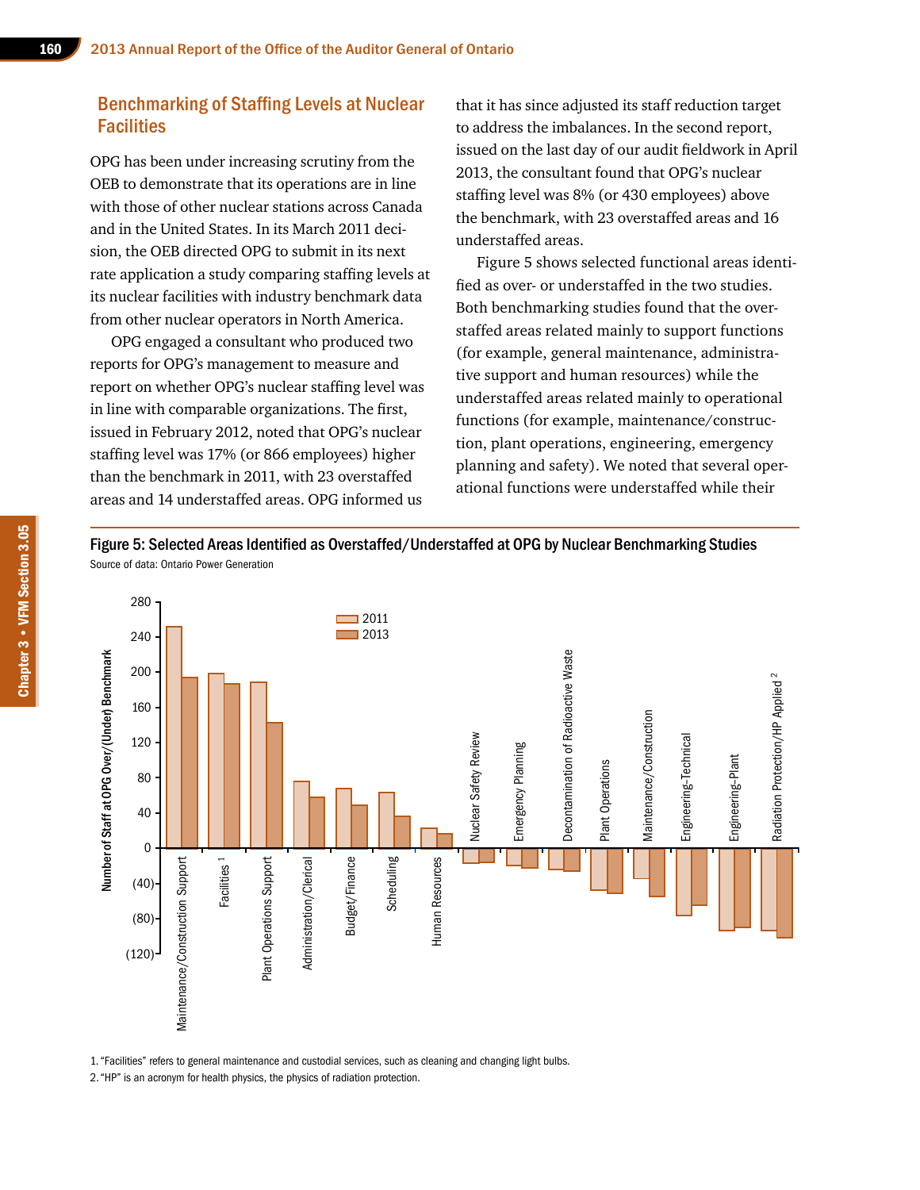## Benchmarking of Staffing Levels at Nuclear Facilities

OPG has been under increasing scrutiny from the OEB to demonstrate that its operations are in line with those of other nuclear stations across Canada and in the United States. In its March 2011 decision, the OEB directed OPG to submit in its next rate application a study comparing staffing levels at its nuclear facilities with industry benchmark data from other nuclear operators in North America.

OPG engaged a consultant who produced two reports for OPG's management to measure and report on whether OPG's nuclear staffing level was in line with comparable organizations. The first, issued in February 2012, noted that OPG's nuclear staffing level was 17% (or 866 employees) higher than the benchmark in 2011, with 23 overstaffed areas and 14 understaffed areas. OPG informed us that it has since adjusted its staff reduction target to address the imbalances. In the second report, issued on the last day of our audit fieldwork in April 2013, the consultant found that OPG's nuclear staffing level was 8% (or 430 employees) above the benchmark, with 23 overstaffed areas and 16 understaffed areas.

Figure 5 shows selected functional areas identified as over- or understaffed in the two studies. Both benchmarking studies found that the overstaffed areas related mainly to support functions (for example, general maintenance, administrative support and human resources) while the understaffed areas related mainly to operational functions (for example, maintenance/construction, plant operations, engineering, emergency planning and safety). We noted that several operational functions were understaffed while their

**Figure 5: Selected Areas Identified as Overstaffed/Understaffed at OPG by Nuclear Benchmarking Studies**

Source of data: Ontario Power Generation

1. "Facilities" refers to general maintenance and custodial services, such as cleaning and changing light bulbs.
2. "HP" is an acronym for health physics, the physics of radiation protection.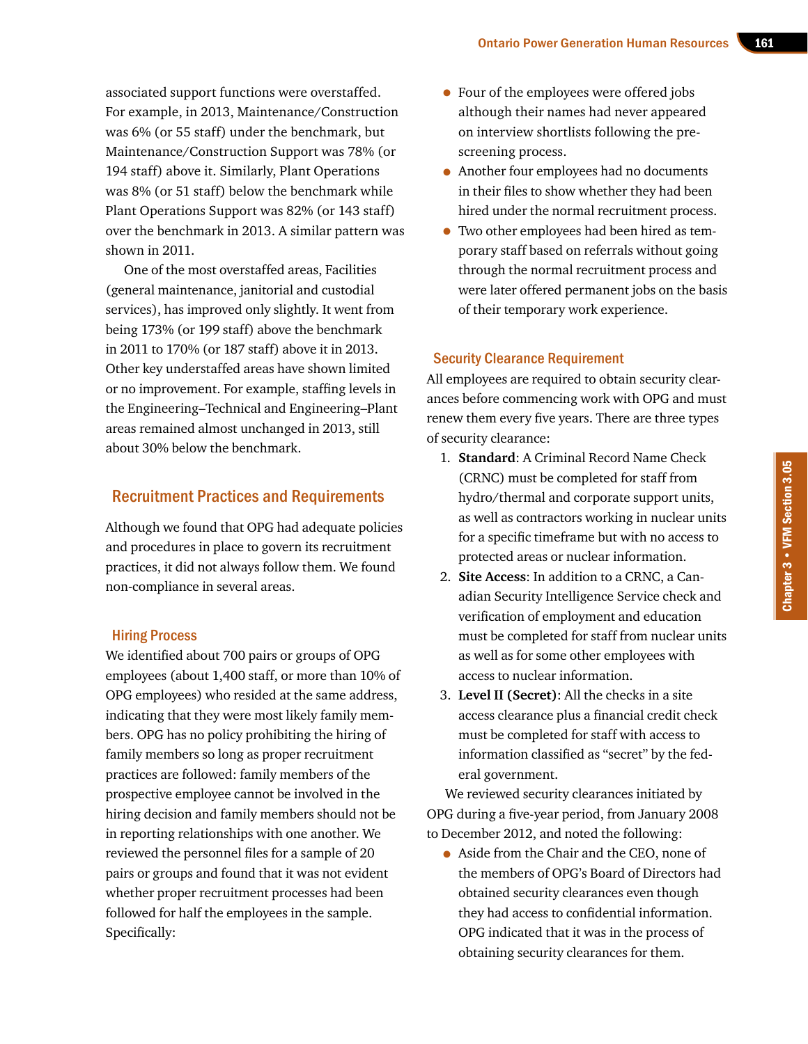associated support functions were overstaffed. For example, in 2013, Maintenance/Construction was 6% (or 55 staff) under the benchmark, but Maintenance/Construction Support was 78% (or 194 staff) above it. Similarly, Plant Operations was 8% (or 51 staff) below the benchmark while Plant Operations Support was 82% (or 143 staff) over the benchmark in 2013. A similar pattern was shown in 2011.

One of the most overstaffed areas, Facilities (general maintenance, janitorial and custodial services), has improved only slightly. It went from being 173% (or 199 staff) above the benchmark in 2011 to 170% (or 187 staff) above it in 2013. Other key understaffed areas have shown limited or no improvement. For example, staffing levels in the Engineering–Technical and Engineering–Plant areas remained almost unchanged in 2013, still about 30% below the benchmark.

## Recruitment Practices and Requirements

Although we found that OPG had adequate policies and procedures in place to govern its recruitment practices, it did not always follow them. We found non-compliance in several areas.

### Hiring Process

We identified about 700 pairs or groups of OPG employees (about 1,400 staff, or more than 10% of OPG employees) who resided at the same address, indicating that they were most likely family members. OPG has no policy prohibiting the hiring of family members so long as proper recruitment practices are followed: family members of the prospective employee cannot be involved in the hiring decision and family members should not be in reporting relationships with one another. We reviewed the personnel files for a sample of 20 pairs or groups and found that it was not evident whether proper recruitment processes had been followed for half the employees in the sample. Specifically:

- Four of the employees were offered jobs although their names had never appeared on interview shortlists following the pre-screening process.
- Another four employees had no documents in their files to show whether they had been hired under the normal recruitment process.
- Two other employees had been hired as temporary staff based on referrals without going through the normal recruitment process and were later offered permanent jobs on the basis of their temporary work experience.

### Security Clearance Requirement

All employees are required to obtain security clearances before commencing work with OPG and must renew them every five years. There are three types of security clearance:

1. **Standard**: A Criminal Record Name Check (CRNC) must be completed for staff from hydro/thermal and corporate support units, as well as contractors working in nuclear units for a specific timeframe but with no access to protected areas or nuclear information.
2. **Site Access**: In addition to a CRNC, a Canadian Security Intelligence Service check and verification of employment and education must be completed for staff from nuclear units as well as for some other employees with access to nuclear information.
3. **Level II (Secret)**: All the checks in a site access clearance plus a financial credit check must be completed for staff with access to information classified as "secret" by the federal government.

We reviewed security clearances initiated by OPG during a five-year period, from January 2008 to December 2012, and noted the following:

- Aside from the Chair and the CEO, none of the members of OPG's Board of Directors had obtained security clearances even though they had access to confidential information. OPG indicated that it was in the process of obtaining security clearances for them.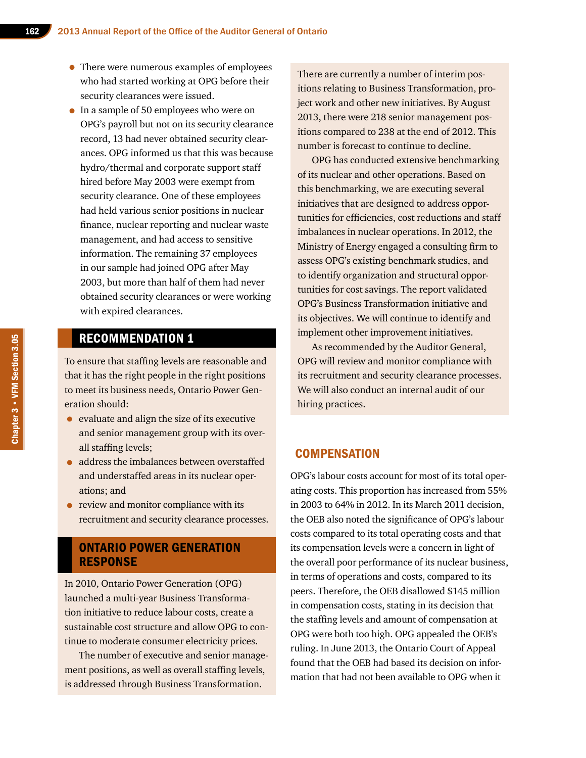- There were numerous examples of employees who had started working at OPG before their security clearances were issued.
- In a sample of 50 employees who were on OPG's payroll but not on its security clearance record, 13 had never obtained security clearances. OPG informed us that this was because hydro/thermal and corporate support staff hired before May 2003 were exempt from security clearance. One of these employees had held various senior positions in nuclear finance, nuclear reporting and nuclear waste management, and had access to sensitive information. The remaining 37 employees in our sample had joined OPG after May 2003, but more than half of them had never obtained security clearances or were working with expired clearances.

## RECOMMENDATION 1

To ensure that staffing levels are reasonable and that it has the right people in the right positions to meet its business needs, Ontario Power Generation should:

- evaluate and align the size of its executive and senior management group with its overall staffing levels;
- address the imbalances between overstaffed and understaffed areas in its nuclear operations; and
- review and monitor compliance with its recruitment and security clearance processes.

## ONTARIO POWER GENERATION RESPONSE

In 2010, Ontario Power Generation (OPG) launched a multi-year Business Transformation initiative to reduce labour costs, create a sustainable cost structure and allow OPG to continue to moderate consumer electricity prices.

The number of executive and senior management positions, as well as overall staffing levels, is addressed through Business Transformation. There are currently a number of interim positions relating to Business Transformation, project work and other new initiatives. By August 2013, there were 218 senior management positions compared to 238 at the end of 2012. This number is forecast to continue to decline.

OPG has conducted extensive benchmarking of its nuclear and other operations. Based on this benchmarking, we are executing several initiatives that are designed to address opportunities for efficiencies, cost reductions and staff imbalances in nuclear operations. In 2012, the Ministry of Energy engaged a consulting firm to assess OPG's existing benchmark studies, and to identify organization and structural opportunities for cost savings. The report validated OPG's Business Transformation initiative and its objectives. We will continue to identify and implement other improvement initiatives.

As recommended by the Auditor General, OPG will review and monitor compliance with its recruitment and security clearance processes. We will also conduct an internal audit of our hiring practices.

## COMPENSATION

OPG's labour costs account for most of its total operating costs. This proportion has increased from 55% in 2003 to 64% in 2012. In its March 2011 decision, the OEB also noted the significance of OPG's labour costs compared to its total operating costs and that its compensation levels were a concern in light of the overall poor performance of its nuclear business, in terms of operations and costs, compared to its peers. Therefore, the OEB disallowed $145 million in compensation costs, stating in its decision that the staffing levels and amount of compensation at OPG were both too high. OPG appealed the OEB's ruling. In June 2013, the Ontario Court of Appeal found that the OEB had based its decision on information that had not been available to OPG when it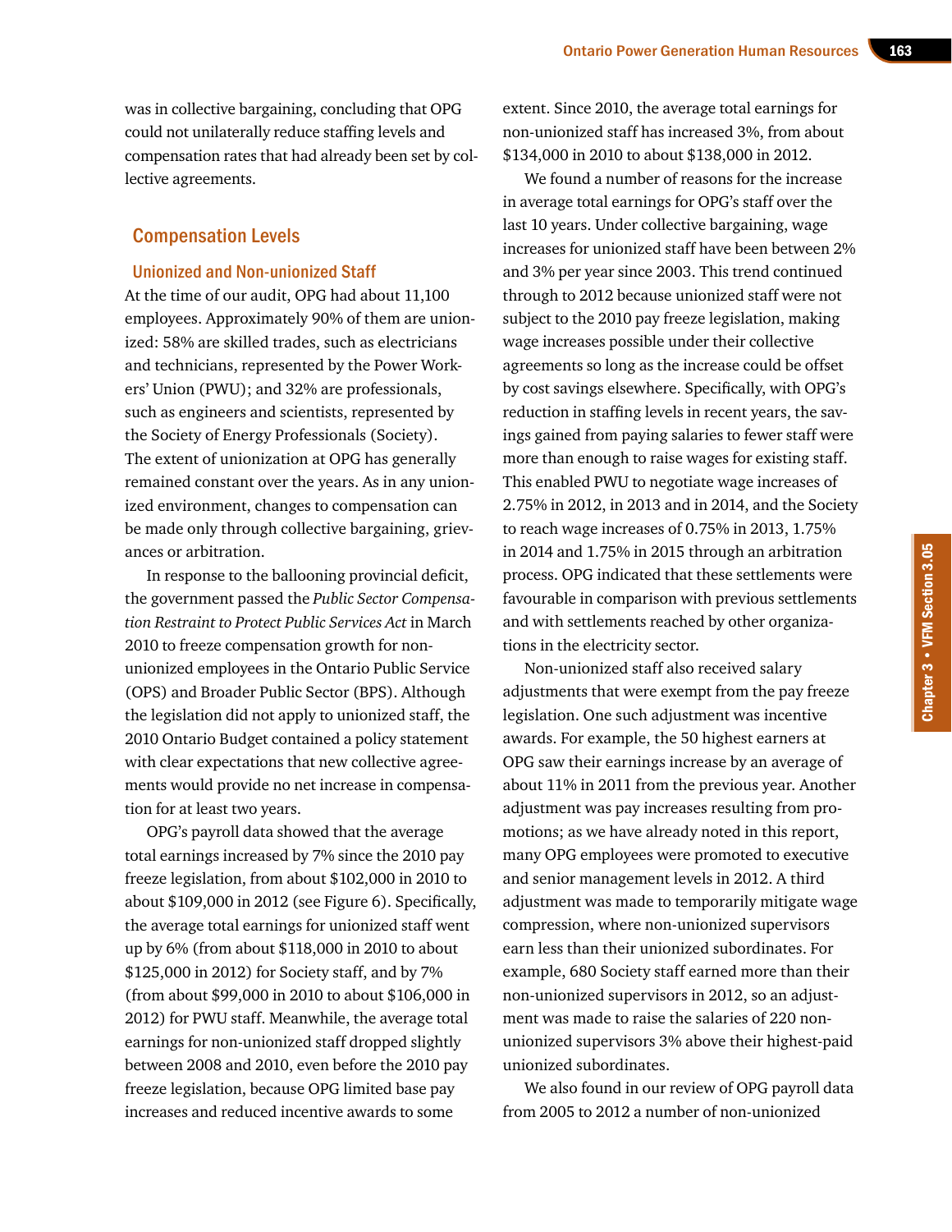was in collective bargaining, concluding that OPG could not unilaterally reduce staffing levels and compensation rates that had already been set by collective agreements.

## Compensation Levels

### Unionized and Non-unionized Staff

At the time of our audit, OPG had about 11,100 employees. Approximately 90% of them are unionized: 58% are skilled trades, such as electricians and technicians, represented by the Power Workers' Union (PWU); and 32% are professionals, such as engineers and scientists, represented by the Society of Energy Professionals (Society). The extent of unionization at OPG has generally remained constant over the years. As in any unionized environment, changes to compensation can be made only through collective bargaining, grievances or arbitration.

In response to the ballooning provincial deficit, the government passed the *Public Sector Compensation Restraint to Protect Public Services Act* in March 2010 to freeze compensation growth for non-unionized employees in the Ontario Public Service (OPS) and Broader Public Sector (BPS). Although the legislation did not apply to unionized staff, the 2010 Ontario Budget contained a policy statement with clear expectations that new collective agreements would provide no net increase in compensation for at least two years.

OPG's payroll data showed that the average total earnings increased by 7% since the 2010 pay freeze legislation, from about $102,000 in 2010 to about $109,000 in 2012 (see Figure 6). Specifically, the average total earnings for unionized staff went up by 6% (from about $118,000 in 2010 to about $125,000 in 2012) for Society staff, and by 7% (from about $99,000 in 2010 to about $106,000 in 2012) for PWU staff. Meanwhile, the average total earnings for non-unionized staff dropped slightly between 2008 and 2010, even before the 2010 pay freeze legislation, because OPG limited base pay increases and reduced incentive awards to some extent. Since 2010, the average total earnings for non-unionized staff has increased 3%, from about $134,000 in 2010 to about $138,000 in 2012.

We found a number of reasons for the increase in average total earnings for OPG's staff over the last 10 years. Under collective bargaining, wage increases for unionized staff have been between 2% and 3% per year since 2003. This trend continued through to 2012 because unionized staff were not subject to the 2010 pay freeze legislation, making wage increases possible under their collective agreements so long as the increase could be offset by cost savings elsewhere. Specifically, with OPG's reduction in staffing levels in recent years, the savings gained from paying salaries to fewer staff were more than enough to raise wages for existing staff. This enabled PWU to negotiate wage increases of 2.75% in 2012, in 2013 and in 2014, and the Society to reach wage increases of 0.75% in 2013, 1.75% in 2014 and 1.75% in 2015 through an arbitration process. OPG indicated that these settlements were favourable in comparison with previous settlements and with settlements reached by other organizations in the electricity sector.

Non-unionized staff also received salary adjustments that were exempt from the pay freeze legislation. One such adjustment was incentive awards. For example, the 50 highest earners at OPG saw their earnings increase by an average of about 11% in 2011 from the previous year. Another adjustment was pay increases resulting from promotions; as we have already noted in this report, many OPG employees were promoted to executive and senior management levels in 2012. A third adjustment was made to temporarily mitigate wage compression, where non-unionized supervisors earn less than their unionized subordinates. For example, 680 Society staff earned more than their non-unionized supervisors in 2012, so an adjustment was made to raise the salaries of 220 non-unionized supervisors 3% above their highest-paid unionized subordinates.

We also found in our review of OPG payroll data from 2005 to 2012 a number of non-unionized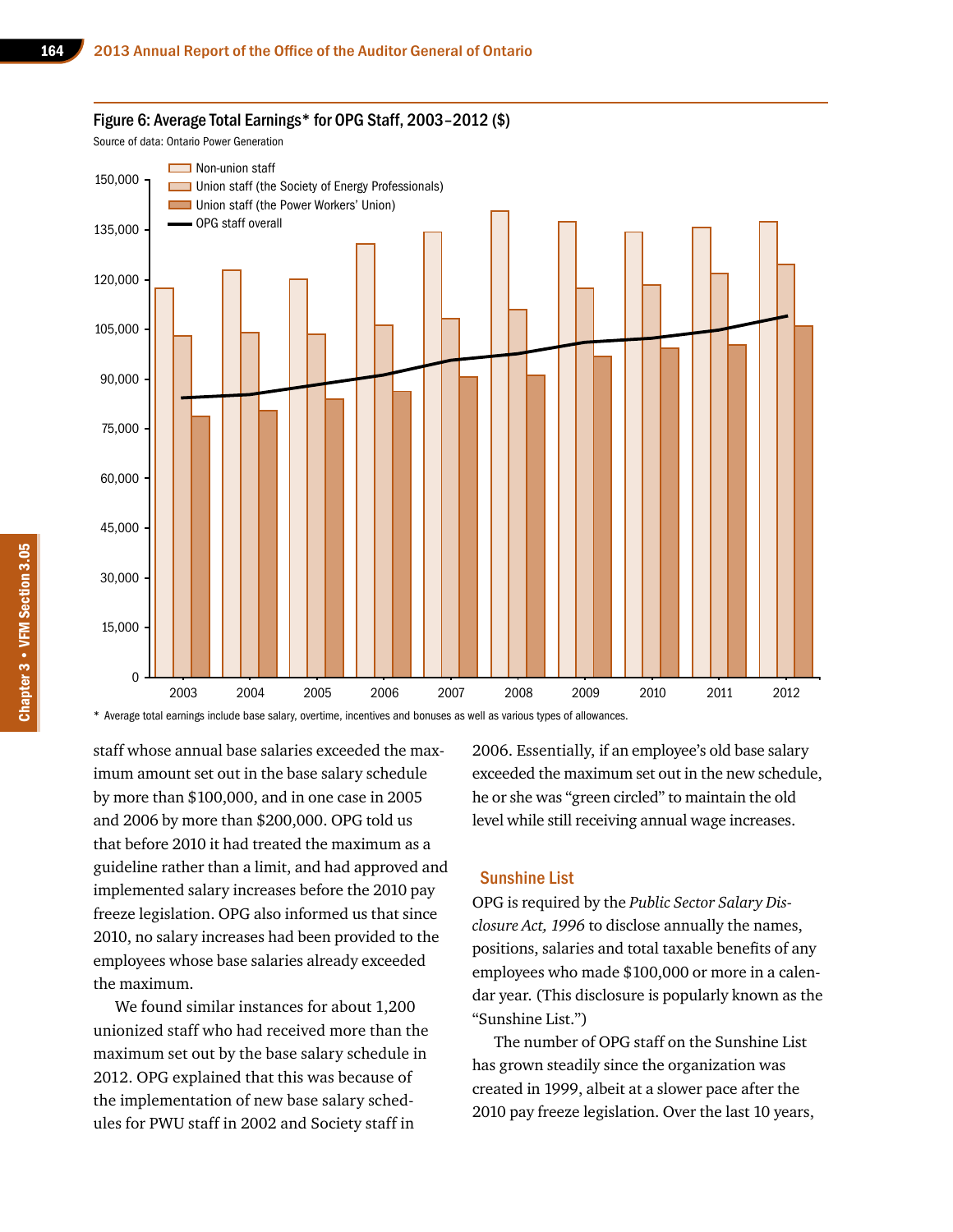#### Figure 6: Average Total Earnings* for OPG Staff, 2003–2012 ($)

Source of data: Ontario Power Generation

* Average total earnings include base salary, overtime, incentives and bonuses as well as various types of allowances.

staff whose annual base salaries exceeded the maximum amount set out in the base salary schedule by more than $100,000, and in one case in 2005 and 2006 by more than $200,000. OPG told us that before 2010 it had treated the maximum as a guideline rather than a limit, and had approved and implemented salary increases before the 2010 pay freeze legislation. OPG also informed us that since 2010, no salary increases had been provided to the employees whose base salaries already exceeded the maximum.

We found similar instances for about 1,200 unionized staff who had received more than the maximum set out by the base salary schedule in 2012. OPG explained that this was because of the implementation of new base salary schedules for PWU staff in 2002 and Society staff in 2006. Essentially, if an employee's old base salary exceeded the maximum set out in the new schedule, he or she was "green circled" to maintain the old level while still receiving annual wage increases.

### Sunshine List

OPG is required by the *Public Sector Salary Disclosure Act, 1996* to disclose annually the names, positions, salaries and total taxable benefits of any employees who made $100,000 or more in a calendar year. (This disclosure is popularly known as the "Sunshine List.")

The number of OPG staff on the Sunshine List has grown steadily since the organization was created in 1999, albeit at a slower pace after the 2010 pay freeze legislation. Over the last 10 years,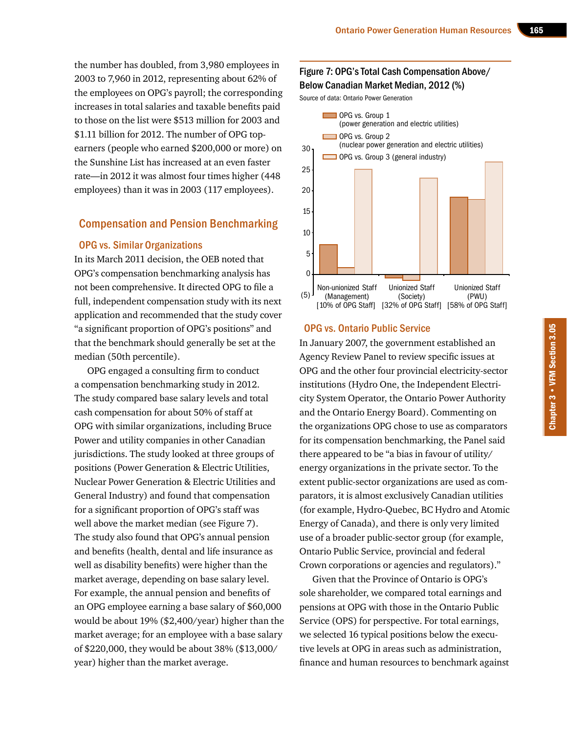the number has doubled, from 3,980 employees in 2003 to 7,960 in 2012, representing about 62% of the employees on OPG's payroll; the corresponding increases in total salaries and taxable benefits paid to those on the list were $513 million for 2003 and $1.11 billion for 2012. The number of OPG top-earners (people who earned $200,000 or more) on the Sunshine List has increased at an even faster rate—in 2012 it was almost four times higher (448 employees) than it was in 2003 (117 employees).

## Compensation and Pension Benchmarking

### OPG vs. Similar Organizations

In its March 2011 decision, the OEB noted that OPG's compensation benchmarking analysis has not been comprehensive. It directed OPG to file a full, independent compensation study with its next application and recommended that the study cover "a significant proportion of OPG's positions" and that the benchmark should generally be set at the median (50th percentile).

OPG engaged a consulting firm to conduct a compensation benchmarking study in 2012. The study compared base salary levels and total cash compensation for about 50% of staff at OPG with similar organizations, including Bruce Power and utility companies in other Canadian jurisdictions. The study looked at three groups of positions (Power Generation & Electric Utilities, Nuclear Power Generation & Electric Utilities and General Industry) and found that compensation for a significant proportion of OPG's staff was well above the market median (see Figure 7). The study also found that OPG's annual pension and benefits (health, dental and life insurance as well as disability benefits) were higher than the market average, depending on base salary level. For example, the annual pension and benefits of an OPG employee earning a base salary of $60,000 would be about 19% ($2,400/year) higher than the market average; for an employee with a base salary of $220,000, they would be about 38% ($13,000/year) higher than the market average.

**Figure 7: OPG's Total Cash Compensation Above/Below Canadian Market Median, 2012 (%)**

Source of data: Ontario Power Generation

| | Non-unionized Staff (Management) [10% of OPG Staff] | Unionized Staff (Society) [32% of OPG Staff] | Unionized Staff (PWU) [58% of OPG Staff] |
|---|---|---|---|
| OPG vs. Group 1 (power generation and electric utilities) | ~7 | ~(1) | ~18.5 |
| OPG vs. Group 2 (nuclear power generation and electric utilities) | ~1.5 | ~(1.5) | ~18 |
| OPG vs. Group 3 (general industry) | ~25 | ~23 | ~27 |

### OPG vs. Ontario Public Service

In January 2007, the government established an Agency Review Panel to review specific issues at OPG and the other four provincial electricity-sector institutions (Hydro One, the Independent Electricity System Operator, the Ontario Power Authority and the Ontario Energy Board). Commenting on the organizations OPG chose to use as comparators for its compensation benchmarking, the Panel said there appeared to be "a bias in favour of utility/energy organizations in the private sector. To the extent public-sector organizations are used as comparators, it is almost exclusively Canadian utilities (for example, Hydro-Quebec, BC Hydro and Atomic Energy of Canada), and there is only very limited use of a broader public-sector group (for example, Ontario Public Service, provincial and federal Crown corporations or agencies and regulators)."

Given that the Province of Ontario is OPG's sole shareholder, we compared total earnings and pensions at OPG with those in the Ontario Public Service (OPS) for perspective. For total earnings, we selected 16 typical positions below the executive levels at OPG in areas such as administration, finance and human resources to benchmark against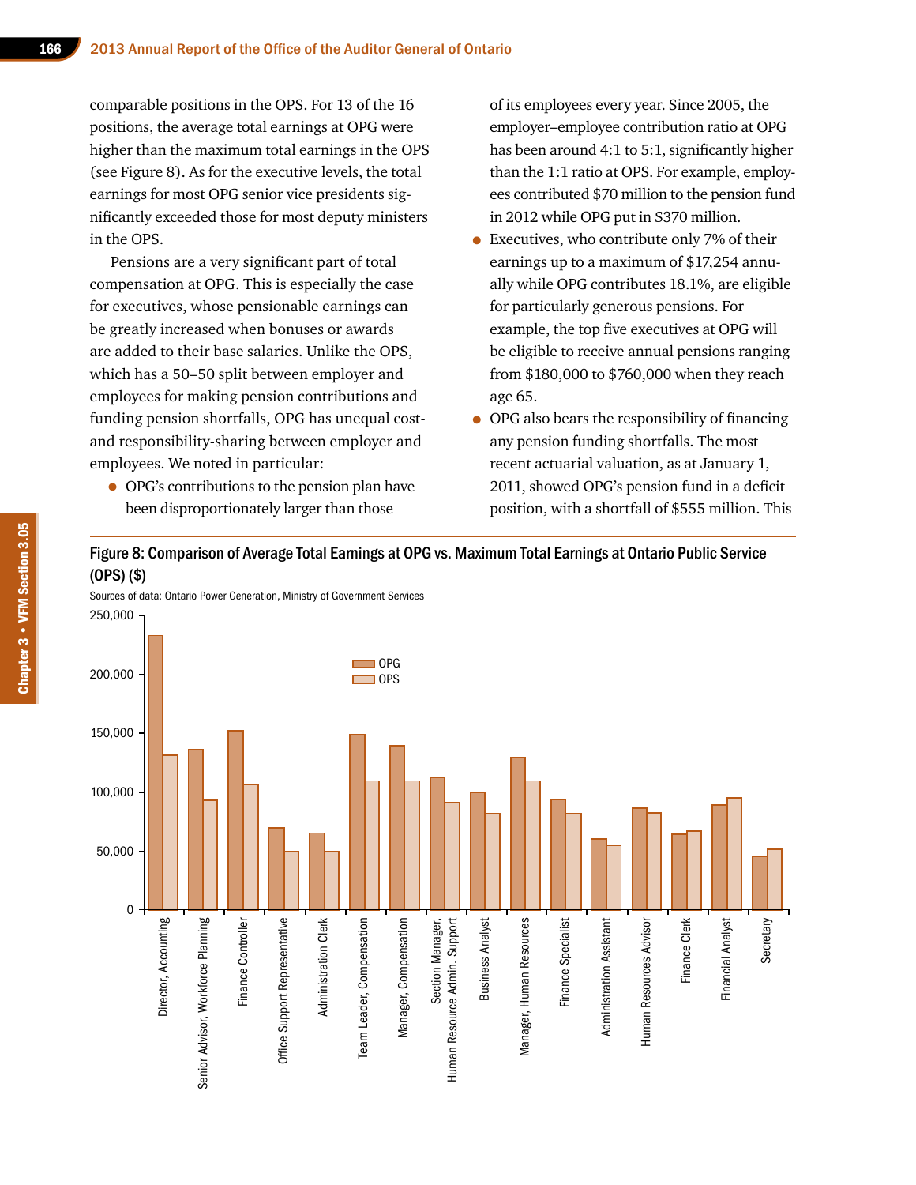comparable positions in the OPS. For 13 of the 16 positions, the average total earnings at OPG were higher than the maximum total earnings in the OPS (see Figure 8). As for the executive levels, the total earnings for most OPG senior vice presidents significantly exceeded those for most deputy ministers in the OPS.

Pensions are a very significant part of total compensation at OPG. This is especially the case for executives, whose pensionable earnings can be greatly increased when bonuses or awards are added to their base salaries. Unlike the OPS, which has a 50–50 split between employer and employees for making pension contributions and funding pension shortfalls, OPG has unequal cost- and responsibility-sharing between employer and employees. We noted in particular:

- OPG's contributions to the pension plan have been disproportionately larger than those of its employees every year. Since 2005, the employer–employee contribution ratio at OPG has been around 4:1 to 5:1, significantly higher than the 1:1 ratio at OPS. For example, employees contributed $70 million to the pension fund in 2012 while OPG put in $370 million.
- Executives, who contribute only 7% of their earnings up to a maximum of $17,254 annually while OPG contributes 18.1%, are eligible for particularly generous pensions. For example, the top five executives at OPG will be eligible to receive annual pensions ranging from $180,000 to $760,000 when they reach age 65.
- OPG also bears the responsibility of financing any pension funding shortfalls. The most recent actuarial valuation, as at January 1, 2011, showed OPG's pension fund in a deficit position, with a shortfall of $555 million. This

**Figure 8: Comparison of Average Total Earnings at OPG vs. Maximum Total Earnings at Ontario Public Service (OPS) ($)**

Sources of data: Ontario Power Generation, Ministry of Government Services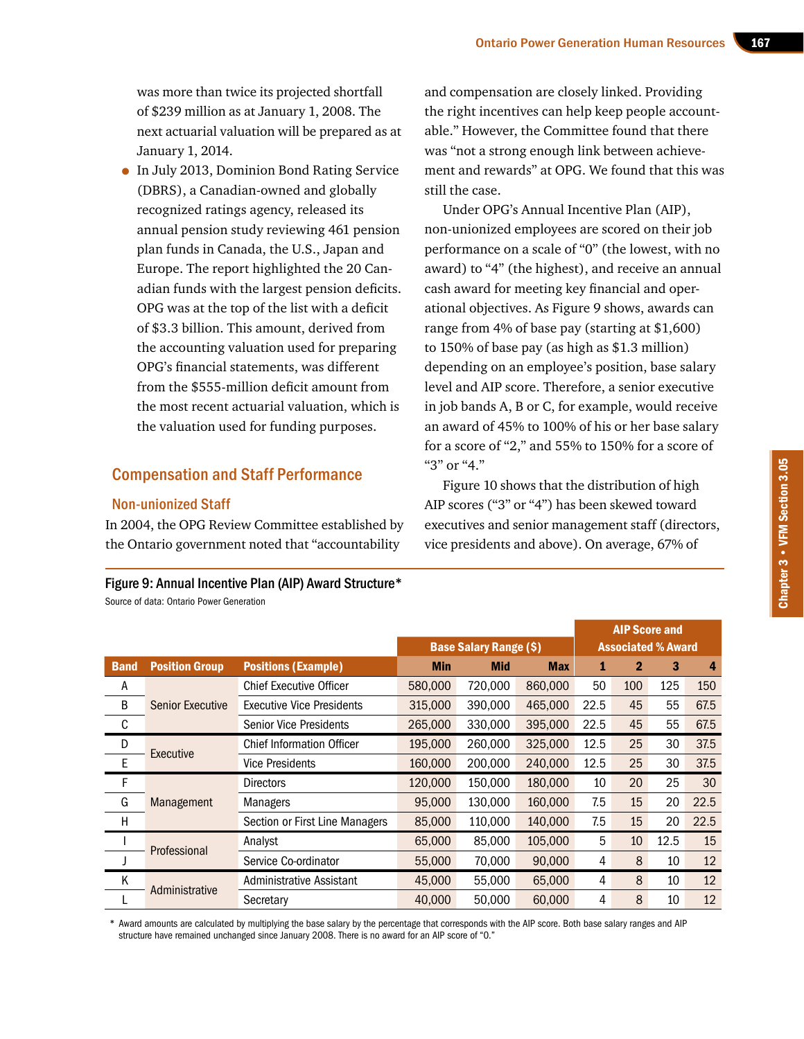was more than twice its projected shortfall of $239 million as at January 1, 2008. The next actuarial valuation will be prepared as at January 1, 2014.

- In July 2013, Dominion Bond Rating Service (DBRS), a Canadian-owned and globally recognized ratings agency, released its annual pension study reviewing 461 pension plan funds in Canada, the U.S., Japan and Europe. The report highlighted the 20 Canadian funds with the largest pension deficits. OPG was at the top of the list with a deficit of $3.3 billion. This amount, derived from the accounting valuation used for preparing OPG's financial statements, was different from the $555-million deficit amount from the most recent actuarial valuation, which is the valuation used for funding purposes.

## Compensation and Staff Performance

### Non-unionized Staff

In 2004, the OPG Review Committee established by the Ontario government noted that "accountability and compensation are closely linked. Providing the right incentives can help keep people accountable." However, the Committee found that there was "not a strong enough link between achievement and rewards" at OPG. We found that this was still the case.

Under OPG's Annual Incentive Plan (AIP), non-unionized employees are scored on their job performance on a scale of "0" (the lowest, with no award) to "4" (the highest), and receive an annual cash award for meeting key financial and operational objectives. As Figure 9 shows, awards can range from 4% of base pay (starting at $1,600) to 150% of base pay (as high as $1.3 million) depending on an employee's position, base salary level and AIP score. Therefore, a senior executive in job bands A, B or C, for example, would receive an award of 45% to 100% of his or her base salary for a score of "2," and 55% to 150% for a score of "3" or "4."

Figure 10 shows that the distribution of high AIP scores ("3" or "4") has been skewed toward executives and senior management staff (directors, vice presidents and above). On average, 67% of

**Figure 9: Annual Incentive Plan (AIP) Award Structure***

Source of data: Ontario Power Generation

| | | | Base Salary Range ($) | | | AIP Score and Associated % Award | | | |
|---|---|---|---|---|---|---|---|---|---|
| **Band** | **Position Group** | **Positions (Example)** | **Min** | **Mid** | **Max** | **1** | **2** | **3** | **4** |
| A | Senior Executive | Chief Executive Officer | 580,000 | 720,000 | 860,000 | 50 | 100 | 125 | 150 |
| B | Senior Executive | Executive Vice Presidents | 315,000 | 390,000 | 465,000 | 22.5 | 45 | 55 | 67.5 |
| C | Senior Executive | Senior Vice Presidents | 265,000 | 330,000 | 395,000 | 22.5 | 45 | 55 | 67.5 |
| D | Executive | Chief Information Officer | 195,000 | 260,000 | 325,000 | 12.5 | 25 | 30 | 37.5 |
| E | Executive | Vice Presidents | 160,000 | 200,000 | 240,000 | 12.5 | 25 | 30 | 37.5 |
| F | Management | Directors | 120,000 | 150,000 | 180,000 | 10 | 20 | 25 | 30 |
| G | Management | Managers | 95,000 | 130,000 | 160,000 | 7.5 | 15 | 20 | 22.5 |
| H | Management | Section or First Line Managers | 85,000 | 110,000 | 140,000 | 7.5 | 15 | 20 | 22.5 |
| I | Professional | Analyst | 65,000 | 85,000 | 105,000 | 5 | 10 | 12.5 | 15 |
| J | Professional | Service Co-ordinator | 55,000 | 70,000 | 90,000 | 4 | 8 | 10 | 12 |
| K | Administrative | Administrative Assistant | 45,000 | 55,000 | 65,000 | 4 | 8 | 10 | 12 |
| L | Administrative | Secretary | 40,000 | 50,000 | 60,000 | 4 | 8 | 10 | 12 |

\* Award amounts are calculated by multiplying the base salary by the percentage that corresponds with the AIP score. Both base salary ranges and AIP structure have remained unchanged since January 2008. There is no award for an AIP score of "0."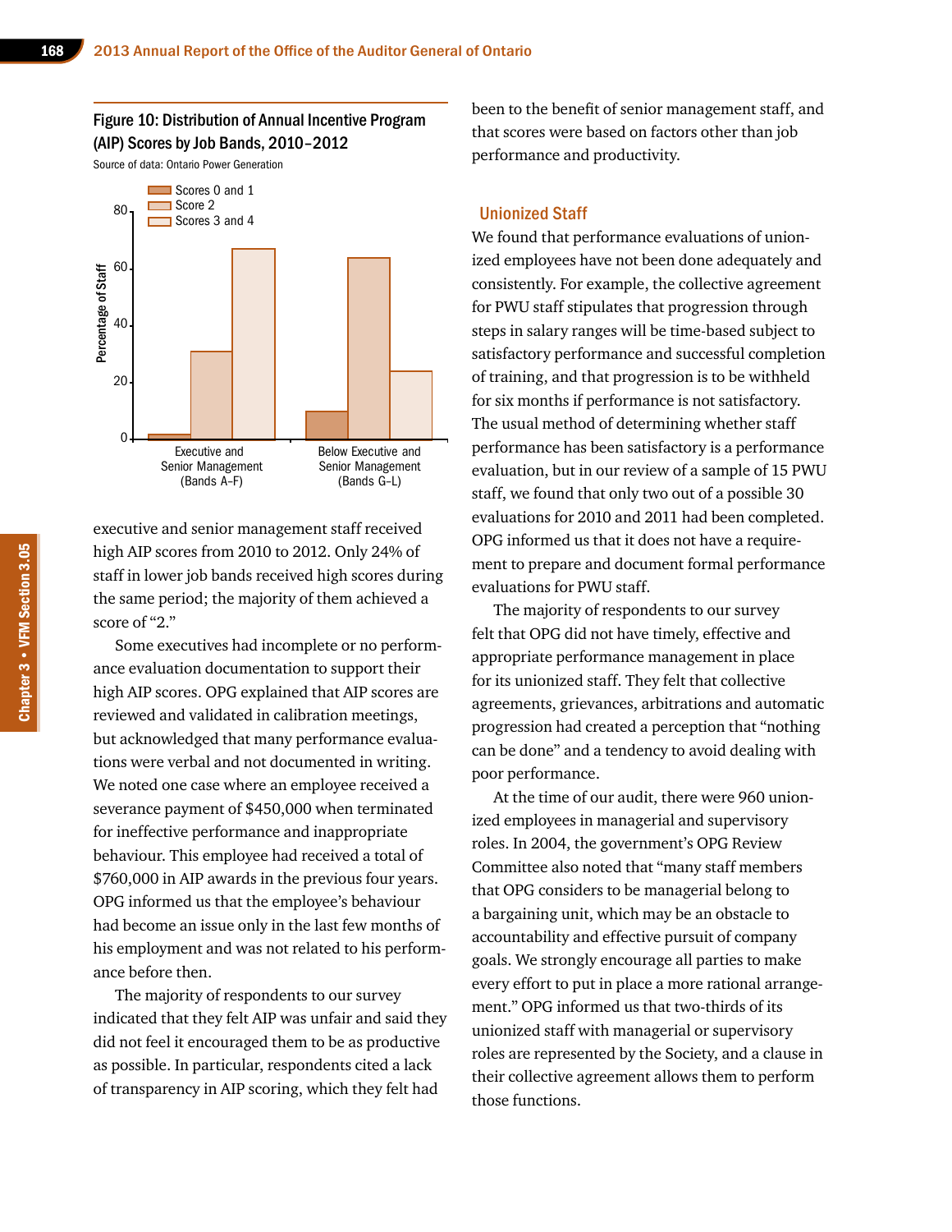Figure 10: Distribution of Annual Incentive Program (AIP) Scores by Job Bands, 2010–2012

Source of data: Ontario Power Generation

executive and senior management staff received high AIP scores from 2010 to 2012. Only 24% of staff in lower job bands received high scores during the same period; the majority of them achieved a score of “2.”

Some executives had incomplete or no performance evaluation documentation to support their high AIP scores. OPG explained that AIP scores are reviewed and validated in calibration meetings, but acknowledged that many performance evaluations were verbal and not documented in writing. We noted one case where an employee received a severance payment of $450,000 when terminated for ineffective performance and inappropriate behaviour. This employee had received a total of $760,000 in AIP awards in the previous four years. OPG informed us that the employee’s behaviour had become an issue only in the last few months of his employment and was not related to his performance before then.

The majority of respondents to our survey indicated that they felt AIP was unfair and said they did not feel it encouraged them to be as productive as possible. In particular, respondents cited a lack of transparency in AIP scoring, which they felt had been to the benefit of senior management staff, and that scores were based on factors other than job performance and productivity.

### Unionized Staff

We found that performance evaluations of unionized employees have not been done adequately and consistently. For example, the collective agreement for PWU staff stipulates that progression through steps in salary ranges will be time-based subject to satisfactory performance and successful completion of training, and that progression is to be withheld for six months if performance is not satisfactory. The usual method of determining whether staff performance has been satisfactory is a performance evaluation, but in our review of a sample of 15 PWU staff, we found that only two out of a possible 30 evaluations for 2010 and 2011 had been completed. OPG informed us that it does not have a requirement to prepare and document formal performance evaluations for PWU staff.

The majority of respondents to our survey felt that OPG did not have timely, effective and appropriate performance management in place for its unionized staff. They felt that collective agreements, grievances, arbitrations and automatic progression had created a perception that “nothing can be done” and a tendency to avoid dealing with poor performance.

At the time of our audit, there were 960 unionized employees in managerial and supervisory roles. In 2004, the government’s OPG Review Committee also noted that “many staff members that OPG considers to be managerial belong to a bargaining unit, which may be an obstacle to accountability and effective pursuit of company goals. We strongly encourage all parties to make every effort to put in place a more rational arrangement.” OPG informed us that two-thirds of its unionized staff with managerial or supervisory roles are represented by the Society, and a clause in their collective agreement allows them to perform those functions.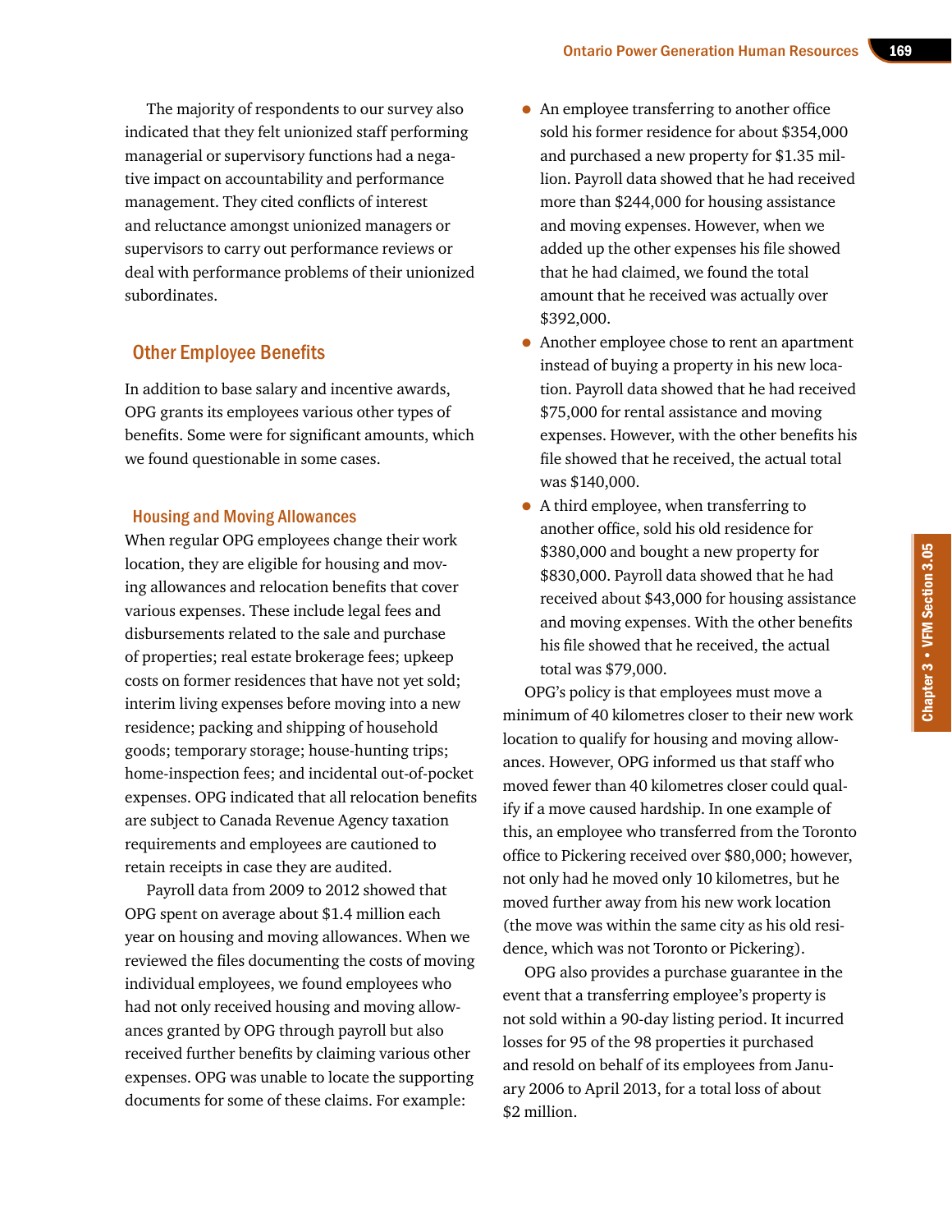The majority of respondents to our survey also indicated that they felt unionized staff performing managerial or supervisory functions had a negative impact on accountability and performance management. They cited conflicts of interest and reluctance amongst unionized managers or supervisors to carry out performance reviews or deal with performance problems of their unionized subordinates.

## Other Employee Benefits

In addition to base salary and incentive awards, OPG grants its employees various other types of benefits. Some were for significant amounts, which we found questionable in some cases.

### Housing and Moving Allowances

When regular OPG employees change their work location, they are eligible for housing and moving allowances and relocation benefits that cover various expenses. These include legal fees and disbursements related to the sale and purchase of properties; real estate brokerage fees; upkeep costs on former residences that have not yet sold; interim living expenses before moving into a new residence; packing and shipping of household goods; temporary storage; house-hunting trips; home-inspection fees; and incidental out-of-pocket expenses. OPG indicated that all relocation benefits are subject to Canada Revenue Agency taxation requirements and employees are cautioned to retain receipts in case they are audited.

Payroll data from 2009 to 2012 showed that OPG spent on average about $1.4 million each year on housing and moving allowances. When we reviewed the files documenting the costs of moving individual employees, we found employees who had not only received housing and moving allowances granted by OPG through payroll but also received further benefits by claiming various other expenses. OPG was unable to locate the supporting documents for some of these claims. For example:

- An employee transferring to another office sold his former residence for about $354,000 and purchased a new property for $1.35 million. Payroll data showed that he had received more than $244,000 for housing assistance and moving expenses. However, when we added up the other expenses his file showed that he had claimed, we found the total amount that he received was actually over $392,000.
- Another employee chose to rent an apartment instead of buying a property in his new location. Payroll data showed that he had received $75,000 for rental assistance and moving expenses. However, with the other benefits his file showed that he received, the actual total was $140,000.
- A third employee, when transferring to another office, sold his old residence for $380,000 and bought a new property for $830,000. Payroll data showed that he had received about $43,000 for housing assistance and moving expenses. With the other benefits his file showed that he received, the actual total was $79,000.

OPG's policy is that employees must move a minimum of 40 kilometres closer to their new work location to qualify for housing and moving allowances. However, OPG informed us that staff who moved fewer than 40 kilometres closer could qualify if a move caused hardship. In one example of this, an employee who transferred from the Toronto office to Pickering received over $80,000; however, not only had he moved only 10 kilometres, but he moved further away from his new work location (the move was within the same city as his old residence, which was not Toronto or Pickering).

OPG also provides a purchase guarantee in the event that a transferring employee's property is not sold within a 90-day listing period. It incurred losses for 95 of the 98 properties it purchased and resold on behalf of its employees from January 2006 to April 2013, for a total loss of about $2 million.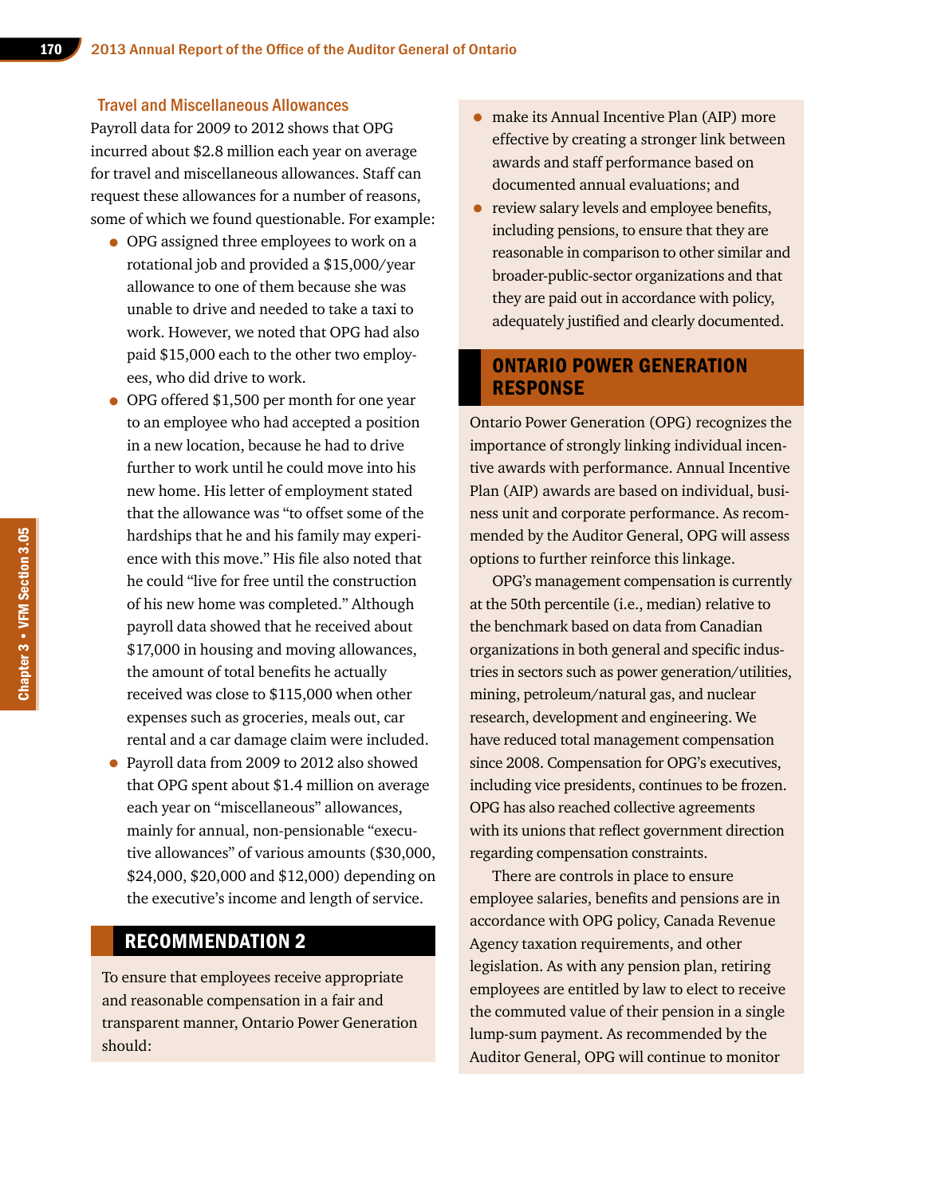### Travel and Miscellaneous Allowances

Payroll data for 2009 to 2012 shows that OPG incurred about $2.8 million each year on average for travel and miscellaneous allowances. Staff can request these allowances for a number of reasons, some of which we found questionable. For example:

- OPG assigned three employees to work on a rotational job and provided a $15,000/year allowance to one of them because she was unable to drive and needed to take a taxi to work. However, we noted that OPG had also paid $15,000 each to the other two employees, who did drive to work.
- OPG offered $1,500 per month for one year to an employee who had accepted a position in a new location, because he had to drive further to work until he could move into his new home. His letter of employment stated that the allowance was "to offset some of the hardships that he and his family may experience with this move." His file also noted that he could "live for free until the construction of his new home was completed." Although payroll data showed that he received about $17,000 in housing and moving allowances, the amount of total benefits he actually received was close to $115,000 when other expenses such as groceries, meals out, car rental and a car damage claim were included.
- Payroll data from 2009 to 2012 also showed that OPG spent about $1.4 million on average each year on "miscellaneous" allowances, mainly for annual, non-pensionable "executive allowances" of various amounts ($30,000, $24,000, $20,000 and $12,000) depending on the executive's income and length of service.

## RECOMMENDATION 2

To ensure that employees receive appropriate and reasonable compensation in a fair and transparent manner, Ontario Power Generation should:

- make its Annual Incentive Plan (AIP) more effective by creating a stronger link between awards and staff performance based on documented annual evaluations; and
- review salary levels and employee benefits, including pensions, to ensure that they are reasonable in comparison to other similar and broader-public-sector organizations and that they are paid out in accordance with policy, adequately justified and clearly documented.

## ONTARIO POWER GENERATION RESPONSE

Ontario Power Generation (OPG) recognizes the importance of strongly linking individual incentive awards with performance. Annual Incentive Plan (AIP) awards are based on individual, business unit and corporate performance. As recommended by the Auditor General, OPG will assess options to further reinforce this linkage.

OPG's management compensation is currently at the 50th percentile (i.e., median) relative to the benchmark based on data from Canadian organizations in both general and specific industries in sectors such as power generation/utilities, mining, petroleum/natural gas, and nuclear research, development and engineering. We have reduced total management compensation since 2008. Compensation for OPG's executives, including vice presidents, continues to be frozen. OPG has also reached collective agreements with its unions that reflect government direction regarding compensation constraints.

There are controls in place to ensure employee salaries, benefits and pensions are in accordance with OPG policy, Canada Revenue Agency taxation requirements, and other legislation. As with any pension plan, retiring employees are entitled by law to elect to receive the commuted value of their pension in a single lump-sum payment. As recommended by the Auditor General, OPG will continue to monitor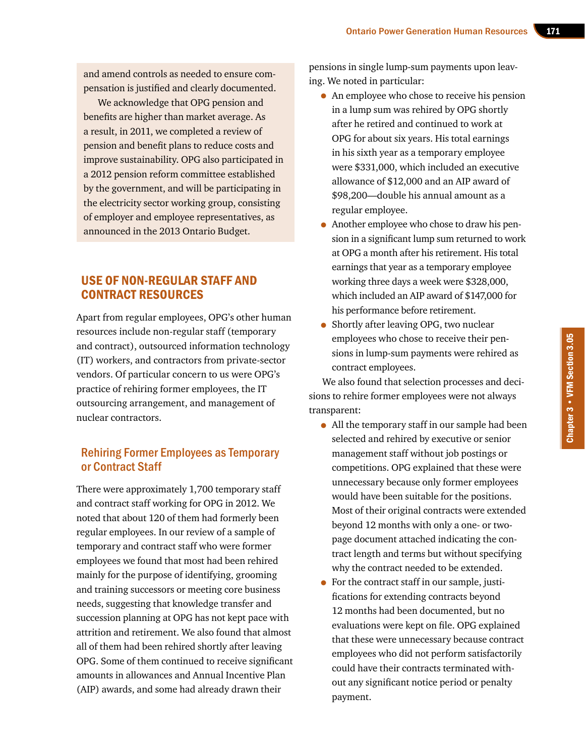and amend controls as needed to ensure compensation is justified and clearly documented.

We acknowledge that OPG pension and benefits are higher than market average. As a result, in 2011, we completed a review of pension and benefit plans to reduce costs and improve sustainability. OPG also participated in a 2012 pension reform committee established by the government, and will be participating in the electricity sector working group, consisting of employer and employee representatives, as announced in the 2013 Ontario Budget.

## USE OF NON-REGULAR STAFF AND CONTRACT RESOURCES

Apart from regular employees, OPG's other human resources include non-regular staff (temporary and contract), outsourced information technology (IT) workers, and contractors from private-sector vendors. Of particular concern to us were OPG's practice of rehiring former employees, the IT outsourcing arrangement, and management of nuclear contractors.

### Rehiring Former Employees as Temporary or Contract Staff

There were approximately 1,700 temporary staff and contract staff working for OPG in 2012. We noted that about 120 of them had formerly been regular employees. In our review of a sample of temporary and contract staff who were former employees we found that most had been rehired mainly for the purpose of identifying, grooming and training successors or meeting core business needs, suggesting that knowledge transfer and succession planning at OPG has not kept pace with attrition and retirement. We also found that almost all of them had been rehired shortly after leaving OPG. Some of them continued to receive significant amounts in allowances and Annual Incentive Plan (AIP) awards, and some had already drawn their pensions in single lump-sum payments upon leaving. We noted in particular:

- An employee who chose to receive his pension in a lump sum was rehired by OPG shortly after he retired and continued to work at OPG for about six years. His total earnings in his sixth year as a temporary employee were $331,000, which included an executive allowance of $12,000 and an AIP award of $98,200—double his annual amount as a regular employee.
- Another employee who chose to draw his pension in a significant lump sum returned to work at OPG a month after his retirement. His total earnings that year as a temporary employee working three days a week were $328,000, which included an AIP award of $147,000 for his performance before retirement.
- Shortly after leaving OPG, two nuclear employees who chose to receive their pensions in lump-sum payments were rehired as contract employees.

We also found that selection processes and decisions to rehire former employees were not always transparent:

- All the temporary staff in our sample had been selected and rehired by executive or senior management staff without job postings or competitions. OPG explained that these were unnecessary because only former employees would have been suitable for the positions. Most of their original contracts were extended beyond 12 months with only a one- or two-page document attached indicating the contract length and terms but without specifying why the contract needed to be extended.
- For the contract staff in our sample, justifications for extending contracts beyond 12 months had been documented, but no evaluations were kept on file. OPG explained that these were unnecessary because contract employees who did not perform satisfactorily could have their contracts terminated without any significant notice period or penalty payment.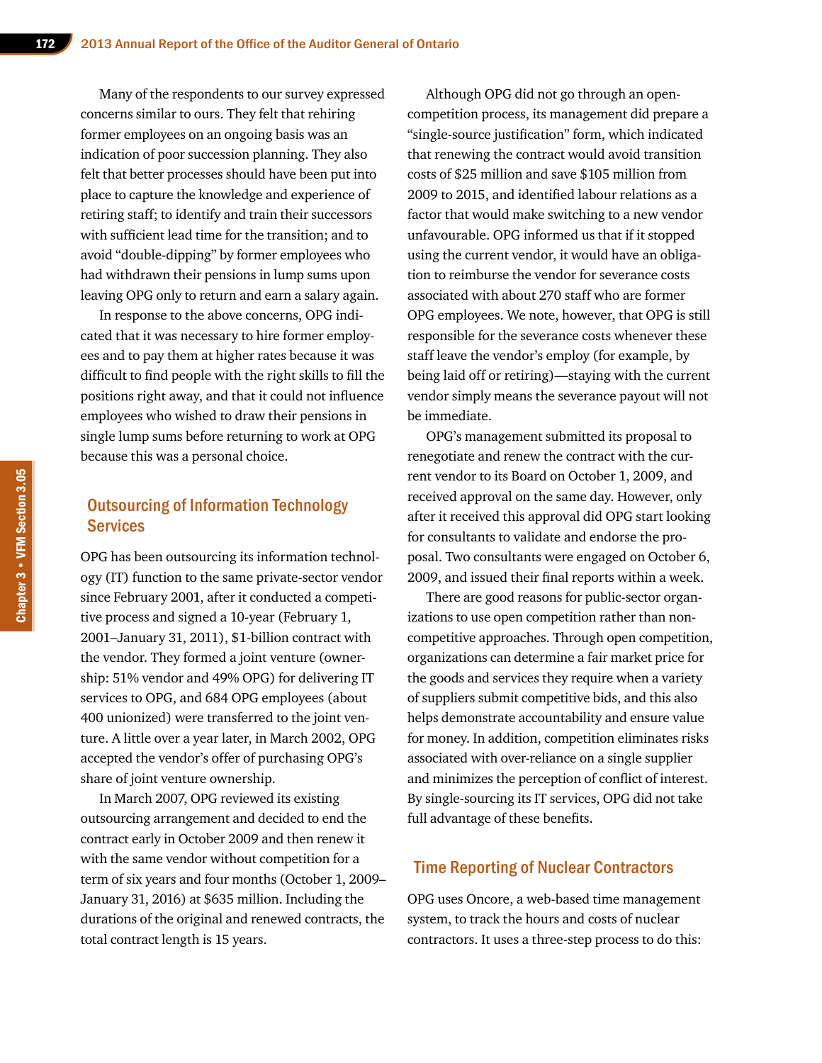Many of the respondents to our survey expressed concerns similar to ours. They felt that rehiring former employees on an ongoing basis was an indication of poor succession planning. They also felt that better processes should have been put into place to capture the knowledge and experience of retiring staff; to identify and train their successors with sufficient lead time for the transition; and to avoid "double-dipping" by former employees who had withdrawn their pensions in lump sums upon leaving OPG only to return and earn a salary again.

In response to the above concerns, OPG indicated that it was necessary to hire former employees and to pay them at higher rates because it was difficult to find people with the right skills to fill the positions right away, and that it could not influence employees who wished to draw their pensions in single lump sums before returning to work at OPG because this was a personal choice.

## Outsourcing of Information Technology Services

OPG has been outsourcing its information technology (IT) function to the same private-sector vendor since February 2001, after it conducted a competitive process and signed a 10-year (February 1, 2001–January 31, 2011), $1-billion contract with the vendor. They formed a joint venture (ownership: 51% vendor and 49% OPG) for delivering IT services to OPG, and 684 OPG employees (about 400 unionized) were transferred to the joint venture. A little over a year later, in March 2002, OPG accepted the vendor's offer of purchasing OPG's share of joint venture ownership.

In March 2007, OPG reviewed its existing outsourcing arrangement and decided to end the contract early in October 2009 and then renew it with the same vendor without competition for a term of six years and four months (October 1, 2009–January 31, 2016) at $635 million. Including the durations of the original and renewed contracts, the total contract length is 15 years.

Although OPG did not go through an open-competition process, its management did prepare a "single-source justification" form, which indicated that renewing the contract would avoid transition costs of $25 million and save $105 million from 2009 to 2015, and identified labour relations as a factor that would make switching to a new vendor unfavourable. OPG informed us that if it stopped using the current vendor, it would have an obligation to reimburse the vendor for severance costs associated with about 270 staff who are former OPG employees. We note, however, that OPG is still responsible for the severance costs whenever these staff leave the vendor's employ (for example, by being laid off or retiring)—staying with the current vendor simply means the severance payout will not be immediate.

OPG's management submitted its proposal to renegotiate and renew the contract with the current vendor to its Board on October 1, 2009, and received approval on the same day. However, only after it received this approval did OPG start looking for consultants to validate and endorse the proposal. Two consultants were engaged on October 6, 2009, and issued their final reports within a week.

There are good reasons for public-sector organizations to use open competition rather than non-competitive approaches. Through open competition, organizations can determine a fair market price for the goods and services they require when a variety of suppliers submit competitive bids, and this also helps demonstrate accountability and ensure value for money. In addition, competition eliminates risks associated with over-reliance on a single supplier and minimizes the perception of conflict of interest. By single-sourcing its IT services, OPG did not take full advantage of these benefits.

## Time Reporting of Nuclear Contractors

OPG uses Oncore, a web-based time management system, to track the hours and costs of nuclear contractors. It uses a three-step process to do this: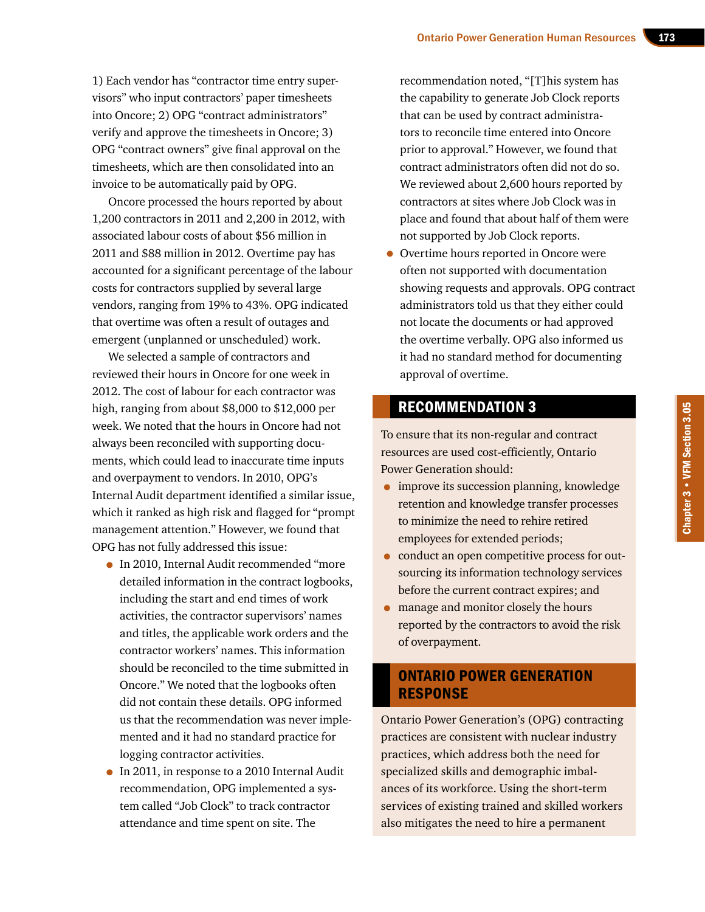1) Each vendor has "contractor time entry supervisors" who input contractors' paper timesheets into Oncore; 2) OPG "contract administrators" verify and approve the timesheets in Oncore; 3) OPG "contract owners" give final approval on the timesheets, which are then consolidated into an invoice to be automatically paid by OPG.

Oncore processed the hours reported by about 1,200 contractors in 2011 and 2,200 in 2012, with associated labour costs of about $56 million in 2011 and $88 million in 2012. Overtime pay has accounted for a significant percentage of the labour costs for contractors supplied by several large vendors, ranging from 19% to 43%. OPG indicated that overtime was often a result of outages and emergent (unplanned or unscheduled) work.

We selected a sample of contractors and reviewed their hours in Oncore for one week in 2012. The cost of labour for each contractor was high, ranging from about $8,000 to $12,000 per week. We noted that the hours in Oncore had not always been reconciled with supporting documents, which could lead to inaccurate time inputs and overpayment to vendors. In 2010, OPG's Internal Audit department identified a similar issue, which it ranked as high risk and flagged for "prompt management attention." However, we found that OPG has not fully addressed this issue:

- In 2010, Internal Audit recommended "more detailed information in the contract logbooks, including the start and end times of work activities, the contractor supervisors' names and titles, the applicable work orders and the contractor workers' names. This information should be reconciled to the time submitted in Oncore." We noted that the logbooks often did not contain these details. OPG informed us that the recommendation was never implemented and it had no standard practice for logging contractor activities.
- In 2011, in response to a 2010 Internal Audit recommendation, OPG implemented a system called "Job Clock" to track contractor attendance and time spent on site. The recommendation noted, "[T]his system has the capability to generate Job Clock reports that can be used by contract administrators to reconcile time entered into Oncore prior to approval." However, we found that contract administrators often did not do so. We reviewed about 2,600 hours reported by contractors at sites where Job Clock was in place and found that about half of them were not supported by Job Clock reports.
- Overtime hours reported in Oncore were often not supported with documentation showing requests and approvals. OPG contract administrators told us that they either could not locate the documents or had approved the overtime verbally. OPG also informed us it had no standard method for documenting approval of overtime.

## RECOMMENDATION 3

To ensure that its non-regular and contract resources are used cost-efficiently, Ontario Power Generation should:

- improve its succession planning, knowledge retention and knowledge transfer processes to minimize the need to rehire retired employees for extended periods;
- conduct an open competitive process for outsourcing its information technology services before the current contract expires; and
- manage and monitor closely the hours reported by the contractors to avoid the risk of overpayment.

## ONTARIO POWER GENERATION RESPONSE

Ontario Power Generation's (OPG) contracting practices are consistent with nuclear industry practices, which address both the need for specialized skills and demographic imbalances of its workforce. Using the short-term services of existing trained and skilled workers also mitigates the need to hire a permanent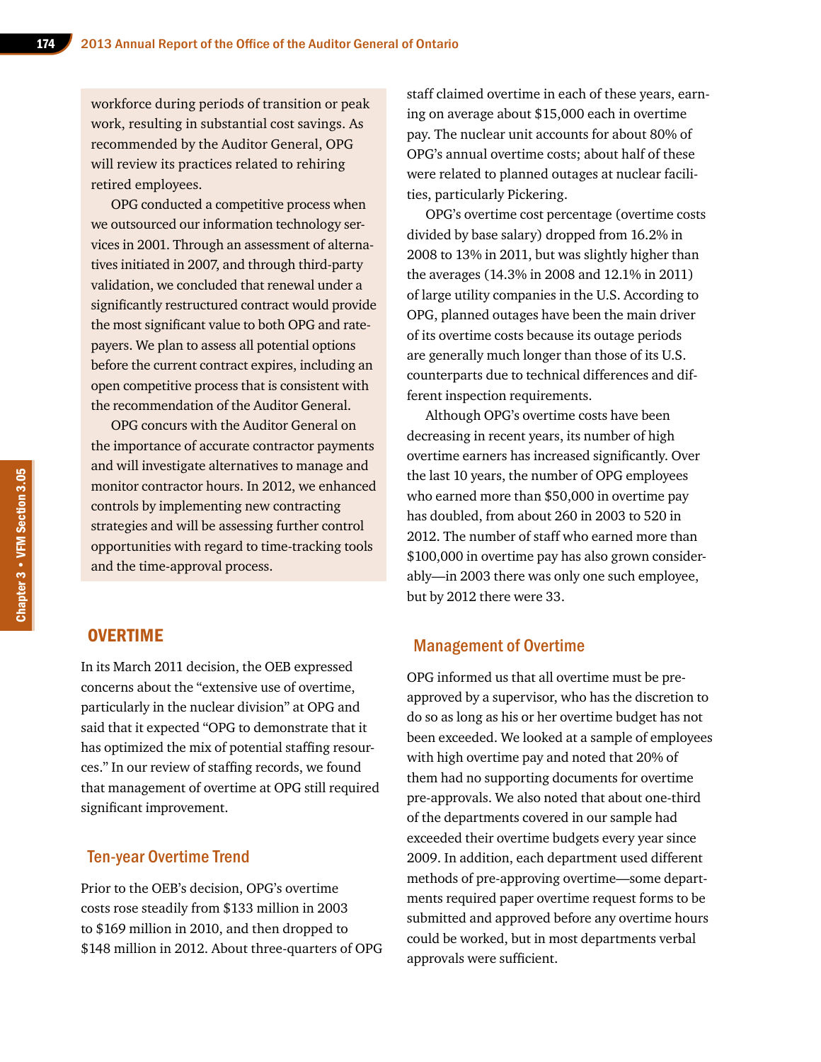workforce during periods of transition or peak work, resulting in substantial cost savings. As recommended by the Auditor General, OPG will review its practices related to rehiring retired employees.

OPG conducted a competitive process when we outsourced our information technology services in 2001. Through an assessment of alternatives initiated in 2007, and through third-party validation, we concluded that renewal under a significantly restructured contract would provide the most significant value to both OPG and ratepayers. We plan to assess all potential options before the current contract expires, including an open competitive process that is consistent with the recommendation of the Auditor General.

OPG concurs with the Auditor General on the importance of accurate contractor payments and will investigate alternatives to manage and monitor contractor hours. In 2012, we enhanced controls by implementing new contracting strategies and will be assessing further control opportunities with regard to time-tracking tools and the time-approval process.

## OVERTIME

In its March 2011 decision, the OEB expressed concerns about the "extensive use of overtime, particularly in the nuclear division" at OPG and said that it expected "OPG to demonstrate that it has optimized the mix of potential staffing resources." In our review of staffing records, we found that management of overtime at OPG still required significant improvement.

### Ten-year Overtime Trend

Prior to the OEB's decision, OPG's overtime costs rose steadily from $133 million in 2003 to $169 million in 2010, and then dropped to $148 million in 2012. About three-quarters of OPG staff claimed overtime in each of these years, earning on average about $15,000 each in overtime pay. The nuclear unit accounts for about 80% of OPG's annual overtime costs; about half of these were related to planned outages at nuclear facilities, particularly Pickering.

OPG's overtime cost percentage (overtime costs divided by base salary) dropped from 16.2% in 2008 to 13% in 2011, but was slightly higher than the averages (14.3% in 2008 and 12.1% in 2011) of large utility companies in the U.S. According to OPG, planned outages have been the main driver of its overtime costs because its outage periods are generally much longer than those of its U.S. counterparts due to technical differences and different inspection requirements.

Although OPG's overtime costs have been decreasing in recent years, its number of high overtime earners has increased significantly. Over the last 10 years, the number of OPG employees who earned more than $50,000 in overtime pay has doubled, from about 260 in 2003 to 520 in 2012. The number of staff who earned more than $100,000 in overtime pay has also grown considerably—in 2003 there was only one such employee, but by 2012 there were 33.

### Management of Overtime

OPG informed us that all overtime must be pre-approved by a supervisor, who has the discretion to do so as long as his or her overtime budget has not been exceeded. We looked at a sample of employees with high overtime pay and noted that 20% of them had no supporting documents for overtime pre-approvals. We also noted that about one-third of the departments covered in our sample had exceeded their overtime budgets every year since 2009. In addition, each department used different methods of pre-approving overtime—some departments required paper overtime request forms to be submitted and approved before any overtime hours could be worked, but in most departments verbal approvals were sufficient.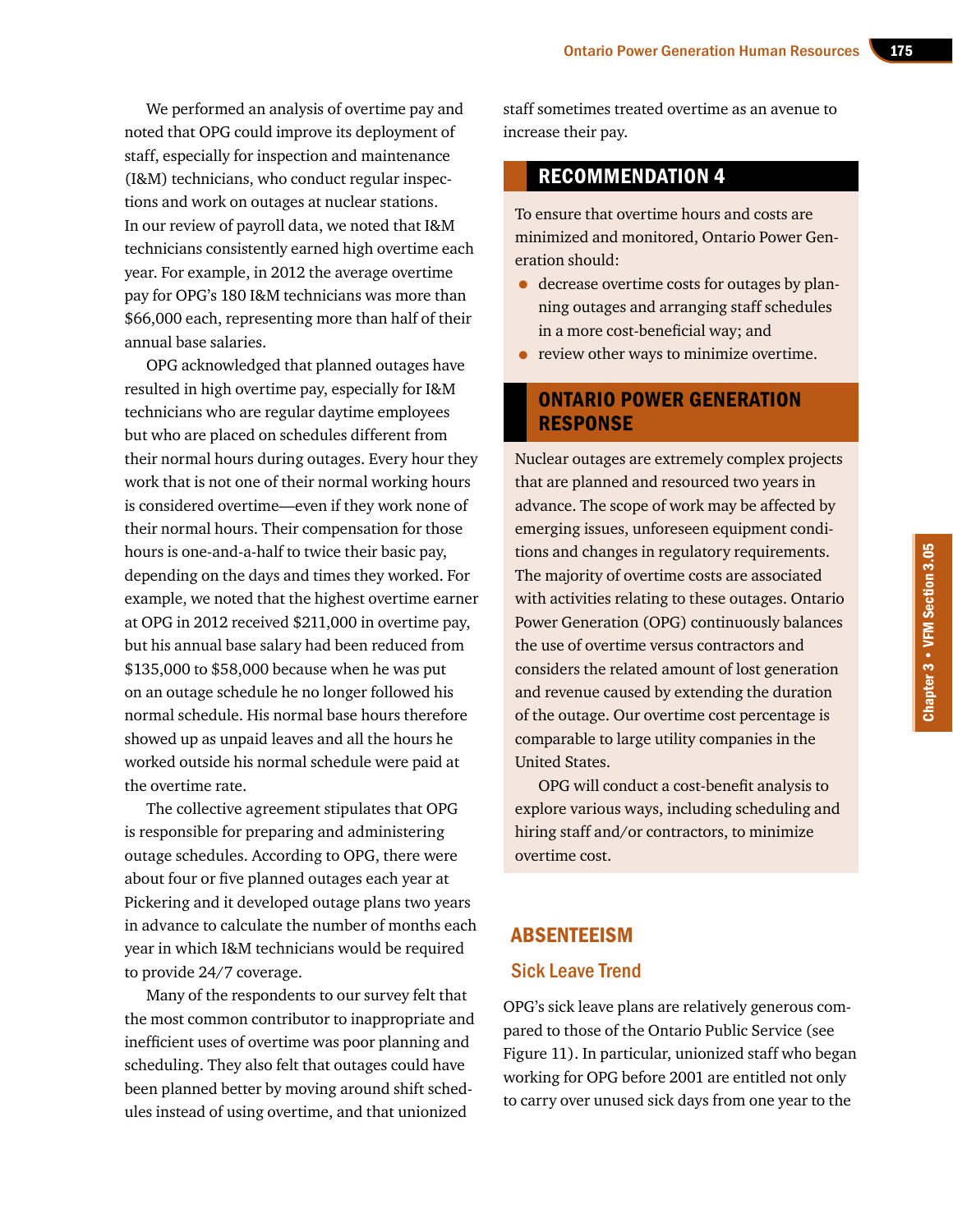We performed an analysis of overtime pay and noted that OPG could improve its deployment of staff, especially for inspection and maintenance (I&M) technicians, who conduct regular inspections and work on outages at nuclear stations. In our review of payroll data, we noted that I&M technicians consistently earned high overtime each year. For example, in 2012 the average overtime pay for OPG's 180 I&M technicians was more than $66,000 each, representing more than half of their annual base salaries.

OPG acknowledged that planned outages have resulted in high overtime pay, especially for I&M technicians who are regular daytime employees but who are placed on schedules different from their normal hours during outages. Every hour they work that is not one of their normal working hours is considered overtime—even if they work none of their normal hours. Their compensation for those hours is one-and-a-half to twice their basic pay, depending on the days and times they worked. For example, we noted that the highest overtime earner at OPG in 2012 received $211,000 in overtime pay, but his annual base salary had been reduced from $135,000 to $58,000 because when he was put on an outage schedule he no longer followed his normal schedule. His normal base hours therefore showed up as unpaid leaves and all the hours he worked outside his normal schedule were paid at the overtime rate.

The collective agreement stipulates that OPG is responsible for preparing and administering outage schedules. According to OPG, there were about four or five planned outages each year at Pickering and it developed outage plans two years in advance to calculate the number of months each year in which I&M technicians would be required to provide 24/7 coverage.

Many of the respondents to our survey felt that the most common contributor to inappropriate and inefficient uses of overtime was poor planning and scheduling. They also felt that outages could have been planned better by moving around shift schedules instead of using overtime, and that unionized staff sometimes treated overtime as an avenue to increase their pay.

## RECOMMENDATION 4

To ensure that overtime hours and costs are minimized and monitored, Ontario Power Generation should:

- decrease overtime costs for outages by planning outages and arranging staff schedules in a more cost-beneficial way; and
- review other ways to minimize overtime.

## ONTARIO POWER GENERATION RESPONSE

Nuclear outages are extremely complex projects that are planned and resourced two years in advance. The scope of work may be affected by emerging issues, unforeseen equipment conditions and changes in regulatory requirements. The majority of overtime costs are associated with activities relating to these outages. Ontario Power Generation (OPG) continuously balances the use of overtime versus contractors and considers the related amount of lost generation and revenue caused by extending the duration of the outage. Our overtime cost percentage is comparable to large utility companies in the United States.

OPG will conduct a cost-benefit analysis to explore various ways, including scheduling and hiring staff and/or contractors, to minimize overtime cost.

## ABSENTEEISM

### Sick Leave Trend

OPG's sick leave plans are relatively generous compared to those of the Ontario Public Service (see Figure 11). In particular, unionized staff who began working for OPG before 2001 are entitled not only to carry over unused sick days from one year to the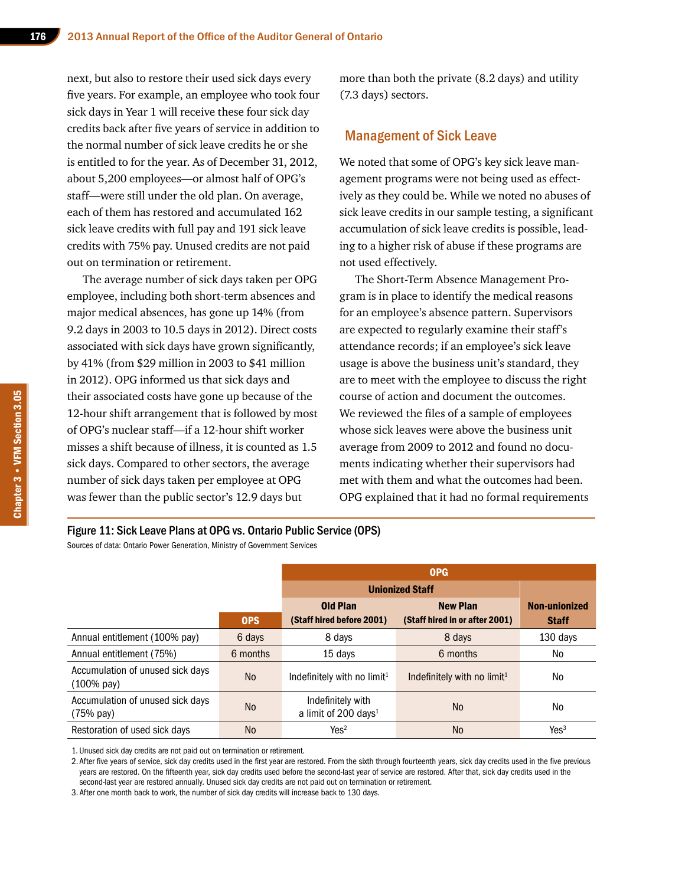next, but also to restore their used sick days every five years. For example, an employee who took four sick days in Year 1 will receive these four sick day credits back after five years of service in addition to the normal number of sick leave credits he or she is entitled to for the year. As of December 31, 2012, about 5,200 employees—or almost half of OPG's staff—were still under the old plan. On average, each of them has restored and accumulated 162 sick leave credits with full pay and 191 sick leave credits with 75% pay. Unused credits are not paid out on termination or retirement.

The average number of sick days taken per OPG employee, including both short-term absences and major medical absences, has gone up 14% (from 9.2 days in 2003 to 10.5 days in 2012). Direct costs associated with sick days have grown significantly, by 41% (from $29 million in 2003 to $41 million in 2012). OPG informed us that sick days and their associated costs have gone up because of the 12-hour shift arrangement that is followed by most of OPG's nuclear staff—if a 12-hour shift worker misses a shift because of illness, it is counted as 1.5 sick days. Compared to other sectors, the average number of sick days taken per employee at OPG was fewer than the public sector's 12.9 days but more than both the private (8.2 days) and utility (7.3 days) sectors.

## Management of Sick Leave

We noted that some of OPG's key sick leave management programs were not being used as effectively as they could be. While we noted no abuses of sick leave credits in our sample testing, a significant accumulation of sick leave credits is possible, leading to a higher risk of abuse if these programs are not used effectively.

The Short-Term Absence Management Program is in place to identify the medical reasons for an employee's absence pattern. Supervisors are expected to regularly examine their staff's attendance records; if an employee's sick leave usage is above the business unit's standard, they are to meet with the employee to discuss the right course of action and document the outcomes. We reviewed the files of a sample of employees whose sick leaves were above the business unit average from 2009 to 2012 and found no documents indicating whether their supervisors had met with them and what the outcomes had been. OPG explained that it had no formal requirements

**Figure 11: Sick Leave Plans at OPG vs. Ontario Public Service (OPS)**

Sources of data: Ontario Power Generation, Ministry of Government Services

| | | OPG | | |
|---|---|---|---|---|
| | | Unionized Staff | | |
| | OPS | Old Plan (Staff hired before 2001) | New Plan (Staff hired in or after 2001) | Non-unionized Staff |
| Annual entitlement (100% pay) | 6 days | 8 days | 8 days | 130 days |
| Annual entitlement (75%) | 6 months | 15 days | 6 months | No |
| Accumulation of unused sick days (100% pay) | No | Indefinitely with no limit[1] | Indefinitely with no limit[1] | No |
| Accumulation of unused sick days (75% pay) | No | Indefinitely with a limit of 200 days[1] | No | No |
| Restoration of used sick days | No | Yes[2] | No | Yes[3] |

1. Unused sick day credits are not paid out on termination or retirement.
2. After five years of service, sick day credits used in the first year are restored. From the sixth through fourteenth years, sick day credits used in the five previous years are restored. On the fifteenth year, sick day credits used before the second-last year of service are restored. After that, sick day credits used in the second-last year are restored annually. Unused sick day credits are not paid out on termination or retirement.
3. After one month back to work, the number of sick day credits will increase back to 130 days.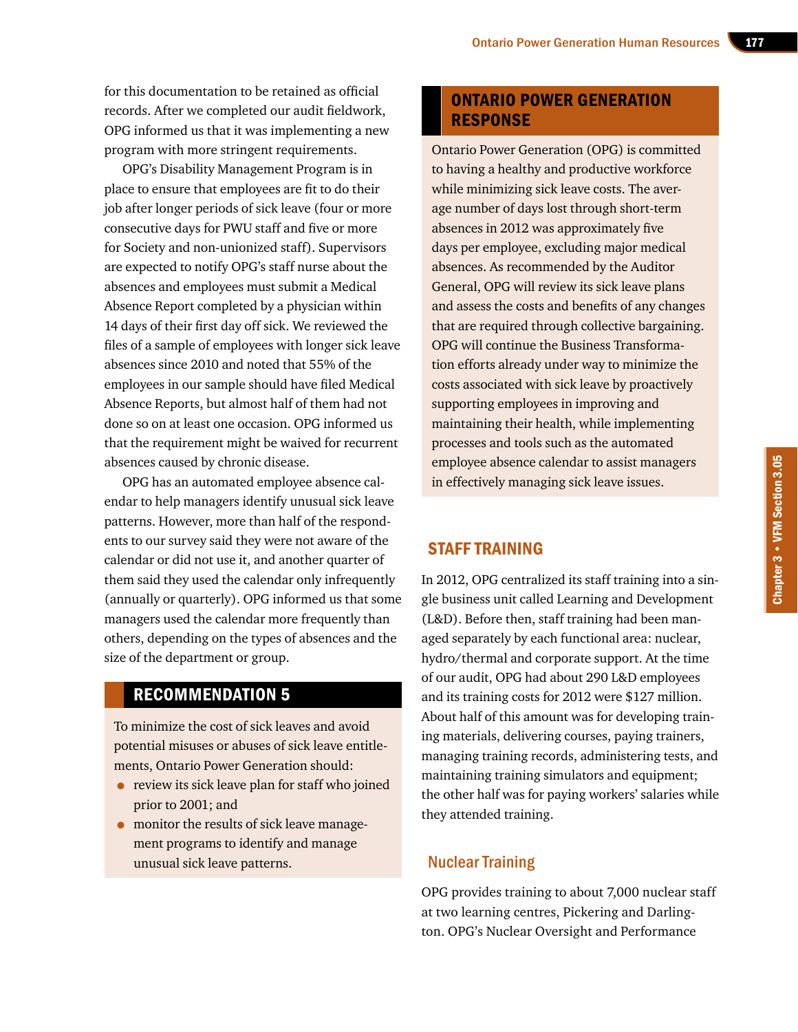for this documentation to be retained as official records. After we completed our audit fieldwork, OPG informed us that it was implementing a new program with more stringent requirements.

OPG's Disability Management Program is in place to ensure that employees are fit to do their job after longer periods of sick leave (four or more consecutive days for PWU staff and five or more for Society and non-unionized staff). Supervisors are expected to notify OPG's staff nurse about the absences and employees must submit a Medical Absence Report completed by a physician within 14 days of their first day off sick. We reviewed the files of a sample of employees with longer sick leave absences since 2010 and noted that 55% of the employees in our sample should have filed Medical Absence Reports, but almost half of them had not done so on at least one occasion. OPG informed us that the requirement might be waived for recurrent absences caused by chronic disease.

OPG has an automated employee absence calendar to help managers identify unusual sick leave patterns. However, more than half of the respondents to our survey said they were not aware of the calendar or did not use it, and another quarter of them said they used the calendar only infrequently (annually or quarterly). OPG informed us that some managers used the calendar more frequently than others, depending on the types of absences and the size of the department or group.

## RECOMMENDATION 5

To minimize the cost of sick leaves and avoid potential misuses or abuses of sick leave entitlements, Ontario Power Generation should:

- review its sick leave plan for staff who joined prior to 2001; and
- monitor the results of sick leave management programs to identify and manage unusual sick leave patterns.

## ONTARIO POWER GENERATION RESPONSE

Ontario Power Generation (OPG) is committed to having a healthy and productive workforce while minimizing sick leave costs. The average number of days lost through short-term absences in 2012 was approximately five days per employee, excluding major medical absences. As recommended by the Auditor General, OPG will review its sick leave plans and assess the costs and benefits of any changes that are required through collective bargaining. OPG will continue the Business Transformation efforts already under way to minimize the costs associated with sick leave by proactively supporting employees in improving and maintaining their health, while implementing processes and tools such as the automated employee absence calendar to assist managers in effectively managing sick leave issues.

## STAFF TRAINING

In 2012, OPG centralized its staff training into a single business unit called Learning and Development (L&D). Before then, staff training had been managed separately by each functional area: nuclear, hydro/thermal and corporate support. At the time of our audit, OPG had about 290 L&D employees and its training costs for 2012 were $127 million. About half of this amount was for developing training materials, delivering courses, paying trainers, managing training records, administering tests, and maintaining training simulators and equipment; the other half was for paying workers' salaries while they attended training.

### Nuclear Training

OPG provides training to about 7,000 nuclear staff at two learning centres, Pickering and Darlington. OPG's Nuclear Oversight and Performance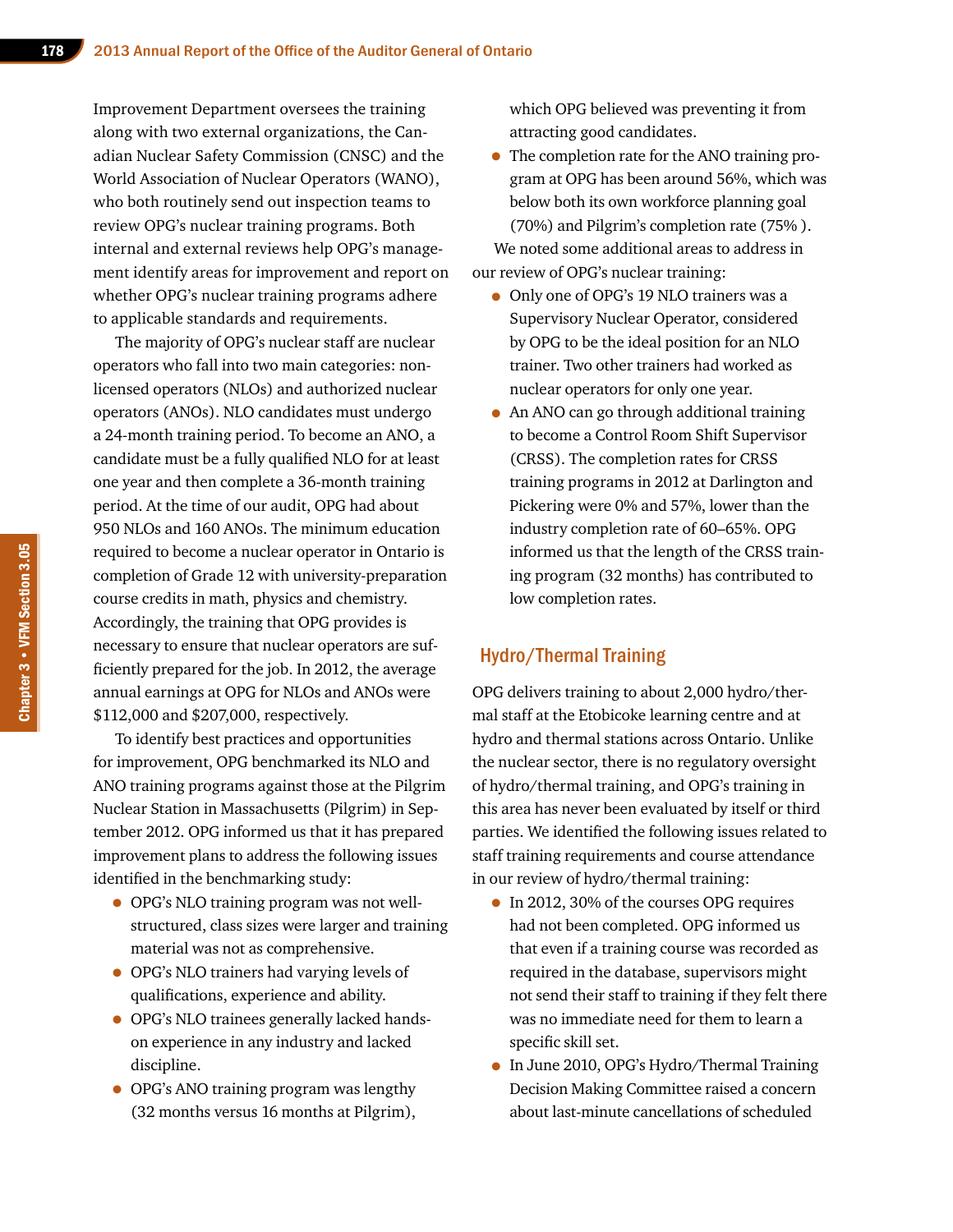Improvement Department oversees the training along with two external organizations, the Canadian Nuclear Safety Commission (CNSC) and the World Association of Nuclear Operators (WANO), who both routinely send out inspection teams to review OPG's nuclear training programs. Both internal and external reviews help OPG's management identify areas for improvement and report on whether OPG's nuclear training programs adhere to applicable standards and requirements.

The majority of OPG's nuclear staff are nuclear operators who fall into two main categories: non-licensed operators (NLOs) and authorized nuclear operators (ANOs). NLO candidates must undergo a 24-month training period. To become an ANO, a candidate must be a fully qualified NLO for at least one year and then complete a 36-month training period. At the time of our audit, OPG had about 950 NLOs and 160 ANOs. The minimum education required to become a nuclear operator in Ontario is completion of Grade 12 with university-preparation course credits in math, physics and chemistry. Accordingly, the training that OPG provides is necessary to ensure that nuclear operators are sufficiently prepared for the job. In 2012, the average annual earnings at OPG for NLOs and ANOs were $112,000 and $207,000, respectively.

To identify best practices and opportunities for improvement, OPG benchmarked its NLO and ANO training programs against those at the Pilgrim Nuclear Station in Massachusetts (Pilgrim) in September 2012. OPG informed us that it has prepared improvement plans to address the following issues identified in the benchmarking study:

- OPG's NLO training program was not well-structured, class sizes were larger and training material was not as comprehensive.
- OPG's NLO trainers had varying levels of qualifications, experience and ability.
- OPG's NLO trainees generally lacked hands-on experience in any industry and lacked discipline.
- OPG's ANO training program was lengthy (32 months versus 16 months at Pilgrim), which OPG believed was preventing it from attracting good candidates.
- The completion rate for the ANO training program at OPG has been around 56%, which was below both its own workforce planning goal (70%) and Pilgrim's completion rate (75% ).

We noted some additional areas to address in our review of OPG's nuclear training:

- Only one of OPG's 19 NLO trainers was a Supervisory Nuclear Operator, considered by OPG to be the ideal position for an NLO trainer. Two other trainers had worked as nuclear operators for only one year.
- An ANO can go through additional training to become a Control Room Shift Supervisor (CRSS). The completion rates for CRSS training programs in 2012 at Darlington and Pickering were 0% and 57%, lower than the industry completion rate of 60–65%. OPG informed us that the length of the CRSS training program (32 months) has contributed to low completion rates.

## Hydro/Thermal Training

OPG delivers training to about 2,000 hydro/thermal staff at the Etobicoke learning centre and at hydro and thermal stations across Ontario. Unlike the nuclear sector, there is no regulatory oversight of hydro/thermal training, and OPG's training in this area has never been evaluated by itself or third parties. We identified the following issues related to staff training requirements and course attendance in our review of hydro/thermal training:

- In 2012, 30% of the courses OPG requires had not been completed. OPG informed us that even if a training course was recorded as required in the database, supervisors might not send their staff to training if they felt there was no immediate need for them to learn a specific skill set.
- In June 2010, OPG's Hydro/Thermal Training Decision Making Committee raised a concern about last-minute cancellations of scheduled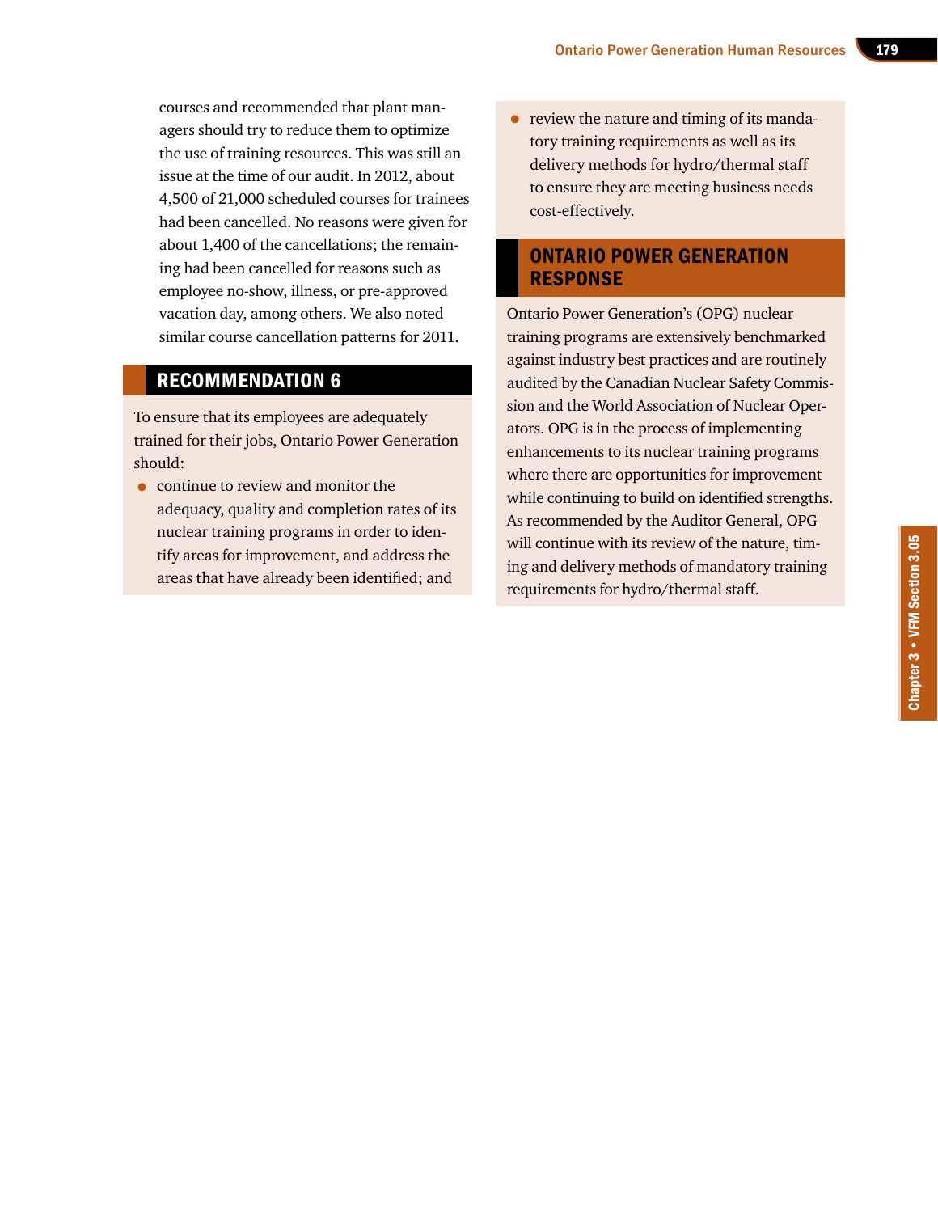courses and recommended that plant managers should try to reduce them to optimize the use of training resources. This was still an issue at the time of our audit. In 2012, about 4,500 of 21,000 scheduled courses for trainees had been cancelled. No reasons were given for about 1,400 of the cancellations; the remaining had been cancelled for reasons such as employee no-show, illness, or pre-approved vacation day, among others. We also noted similar course cancellation patterns for 2011.

## RECOMMENDATION 6

To ensure that its employees are adequately trained for their jobs, Ontario Power Generation should:

- continue to review and monitor the adequacy, quality and completion rates of its nuclear training programs in order to identify areas for improvement, and address the areas that have already been identified; and
- review the nature and timing of its mandatory training requirements as well as its delivery methods for hydro/thermal staff to ensure they are meeting business needs cost-effectively.

## ONTARIO POWER GENERATION RESPONSE

Ontario Power Generation's (OPG) nuclear training programs are extensively benchmarked against industry best practices and are routinely audited by the Canadian Nuclear Safety Commission and the World Association of Nuclear Operators. OPG is in the process of implementing enhancements to its nuclear training programs where there are opportunities for improvement while continuing to build on identified strengths. As recommended by the Auditor General, OPG will continue with its review of the nature, timing and delivery methods of mandatory training requirements for hydro/thermal staff.